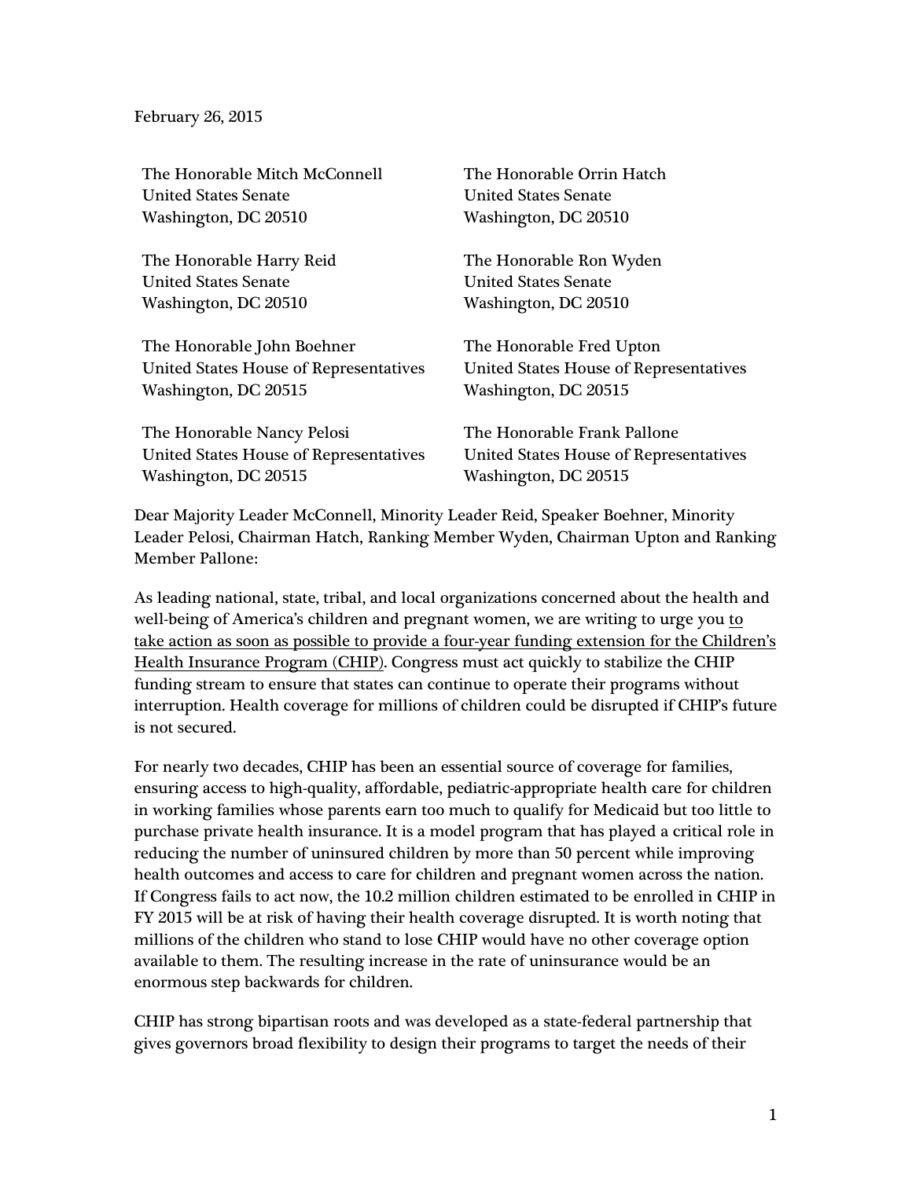February 26, 2015

The Honorable Mitch McConnell
United States Senate
Washington, DC 20510

The Honorable Harry Reid
United States Senate
Washington, DC 20510

The Honorable John Boehner
United States House of Representatives
Washington, DC 20515

The Honorable Nancy Pelosi
United States House of Representatives
Washington, DC 20515

The Honorable Orrin Hatch
United States Senate
Washington, DC 20510

The Honorable Ron Wyden
United States Senate
Washington, DC 20510

The Honorable Fred Upton
United States House of Representatives
Washington, DC 20515

The Honorable Frank Pallone
United States House of Representatives
Washington, DC 20515

Dear Majority Leader McConnell, Minority Leader Reid, Speaker Boehner, Minority Leader Pelosi, Chairman Hatch, Ranking Member Wyden, Chairman Upton and Ranking Member Pallone:

As leading national, state, tribal, and local organizations concerned about the health and well-being of America's children and pregnant women, we are writing to urge you <u>to take action as soon as possible to provide a four-year funding extension for the Children's Health Insurance Program (CHIP)</u>. Congress must act quickly to stabilize the CHIP funding stream to ensure that states can continue to operate their programs without interruption. Health coverage for millions of children could be disrupted if CHIP's future is not secured.

For nearly two decades, CHIP has been an essential source of coverage for families, ensuring access to high-quality, affordable, pediatric-appropriate health care for children in working families whose parents earn too much to qualify for Medicaid but too little to purchase private health insurance. It is a model program that has played a critical role in reducing the number of uninsured children by more than 50 percent while improving health outcomes and access to care for children and pregnant women across the nation. If Congress fails to act now, the 10.2 million children estimated to be enrolled in CHIP in FY 2015 will be at risk of having their health coverage disrupted. It is worth noting that millions of the children who stand to lose CHIP would have no other coverage option available to them. The resulting increase in the rate of uninsurance would be an enormous step backwards for children.

CHIP has strong bipartisan roots and was developed as a state-federal partnership that gives governors broad flexibility to design their programs to target the needs of their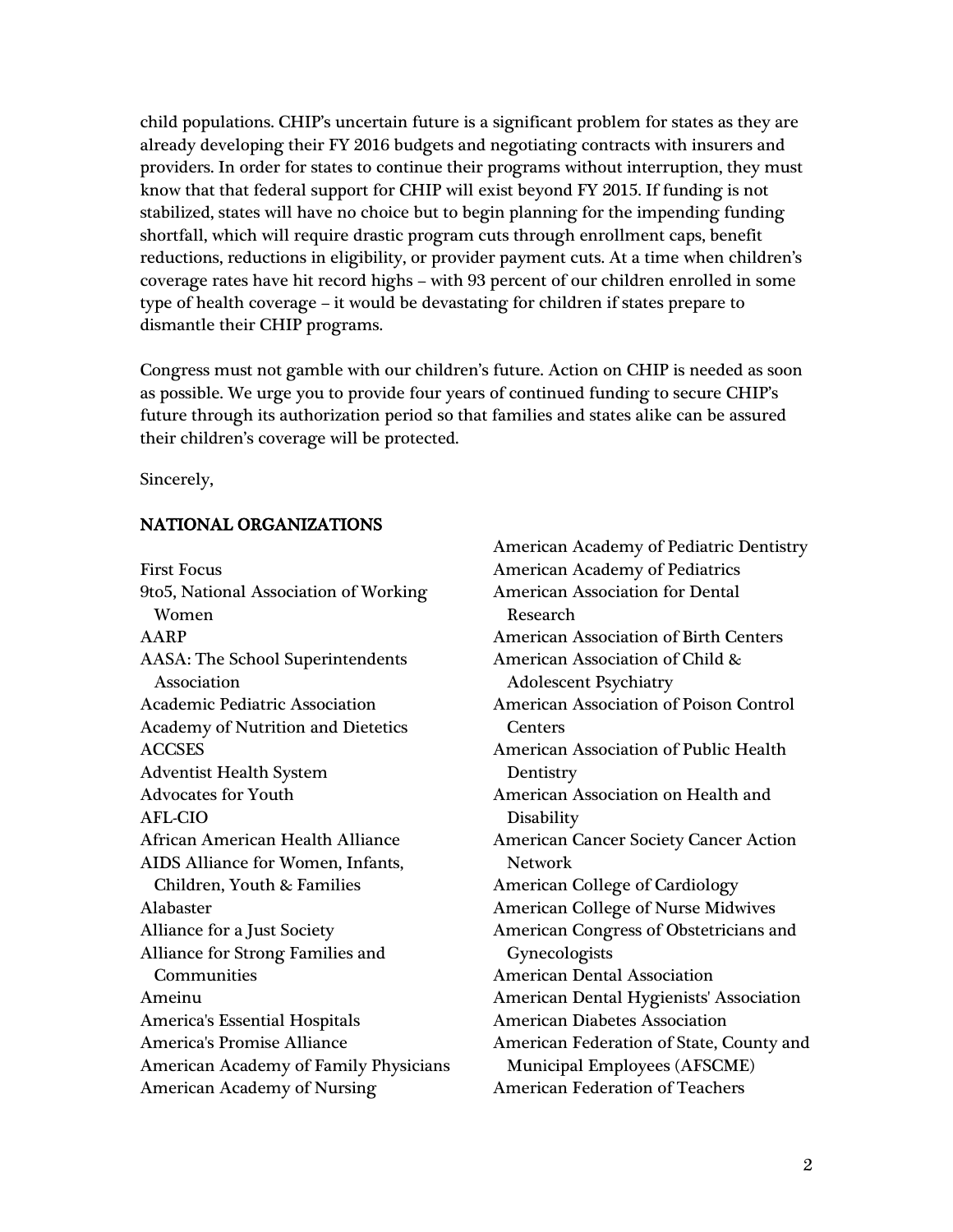child populations. CHIP's uncertain future is a significant problem for states as they are already developing their FY 2016 budgets and negotiating contracts with insurers and providers. In order for states to continue their programs without interruption, they must know that that federal support for CHIP will exist beyond FY 2015. If funding is not stabilized, states will have no choice but to begin planning for the impending funding shortfall, which will require drastic program cuts through enrollment caps, benefit reductions, reductions in eligibility, or provider payment cuts. At a time when children's coverage rates have hit record highs – with 93 percent of our children enrolled in some type of health coverage – it would be devastating for children if states prepare to dismantle their CHIP programs.

Congress must not gamble with our children's future. Action on CHIP is needed as soon as possible. We urge you to provide four years of continued funding to secure CHIP's future through its authorization period so that families and states alike can be assured their children's coverage will be protected.

Sincerely,

**NATIONAL ORGANIZATIONS**

First Focus
9to5, National Association of Working Women
AARP
AASA: The School Superintendents Association
Academic Pediatric Association
Academy of Nutrition and Dietetics
ACCSES
Adventist Health System
Advocates for Youth
AFL-CIO
African American Health Alliance
AIDS Alliance for Women, Infants, Children, Youth & Families
Alabaster
Alliance for a Just Society
Alliance for Strong Families and Communities
Ameinu
America's Essential Hospitals
America's Promise Alliance
American Academy of Family Physicians
American Academy of Nursing
American Academy of Pediatric Dentistry
American Academy of Pediatrics
American Association for Dental Research
American Association of Birth Centers
American Association of Child & Adolescent Psychiatry
American Association of Poison Control Centers
American Association of Public Health Dentistry
American Association on Health and Disability
American Cancer Society Cancer Action Network
American College of Cardiology
American College of Nurse Midwives
American Congress of Obstetricians and Gynecologists
American Dental Association
American Dental Hygienists' Association
American Diabetes Association
American Federation of State, County and Municipal Employees (AFSCME)
American Federation of Teachers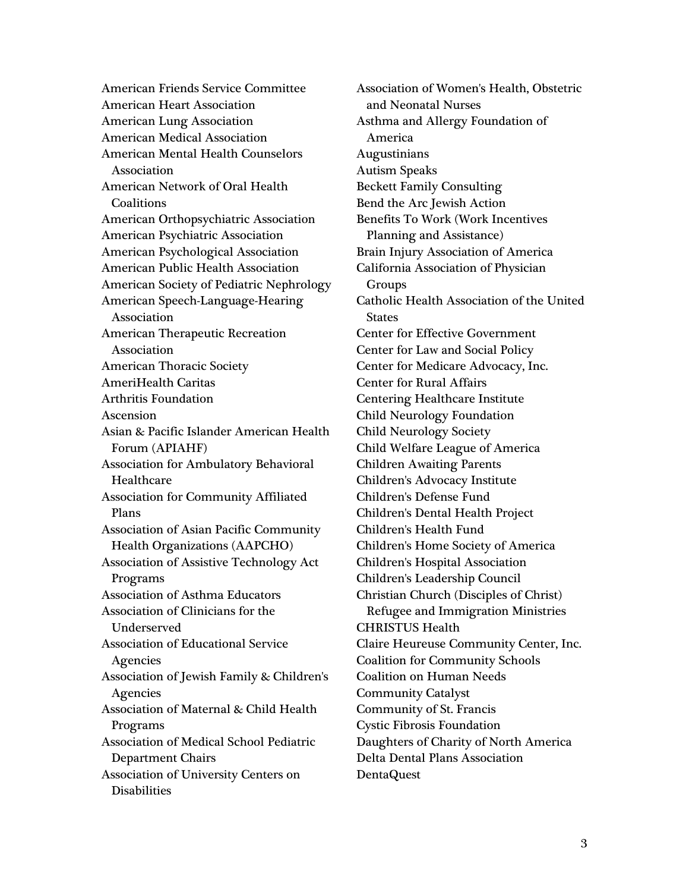American Friends Service Committee
American Heart Association
American Lung Association
American Medical Association
American Mental Health Counselors Association
American Network of Oral Health Coalitions
American Orthopsychiatric Association
American Psychiatric Association
American Psychological Association
American Public Health Association
American Society of Pediatric Nephrology
American Speech-Language-Hearing Association
American Therapeutic Recreation Association
American Thoracic Society
AmeriHealth Caritas
Arthritis Foundation
Ascension
Asian & Pacific Islander American Health Forum (APIAHF)
Association for Ambulatory Behavioral Healthcare
Association for Community Affiliated Plans
Association of Asian Pacific Community Health Organizations (AAPCHO)
Association of Assistive Technology Act Programs
Association of Asthma Educators
Association of Clinicians for the Underserved
Association of Educational Service Agencies
Association of Jewish Family & Children's Agencies
Association of Maternal & Child Health Programs
Association of Medical School Pediatric Department Chairs
Association of University Centers on Disabilities
Association of Women's Health, Obstetric and Neonatal Nurses
Asthma and Allergy Foundation of America
Augustinians
Autism Speaks
Beckett Family Consulting
Bend the Arc Jewish Action
Benefits To Work (Work Incentives Planning and Assistance)
Brain Injury Association of America
California Association of Physician Groups
Catholic Health Association of the United States
Center for Effective Government
Center for Law and Social Policy
Center for Medicare Advocacy, Inc.
Center for Rural Affairs
Centering Healthcare Institute
Child Neurology Foundation
Child Neurology Society
Child Welfare League of America
Children Awaiting Parents
Children's Advocacy Institute
Children's Defense Fund
Children's Dental Health Project
Children's Health Fund
Children's Home Society of America
Children's Hospital Association
Children's Leadership Council
Christian Church (Disciples of Christ) Refugee and Immigration Ministries
CHRISTUS Health
Claire Heureuse Community Center, Inc.
Coalition for Community Schools
Coalition on Human Needs
Community Catalyst
Community of St. Francis
Cystic Fibrosis Foundation
Daughters of Charity of North America
Delta Dental Plans Association
DentaQuest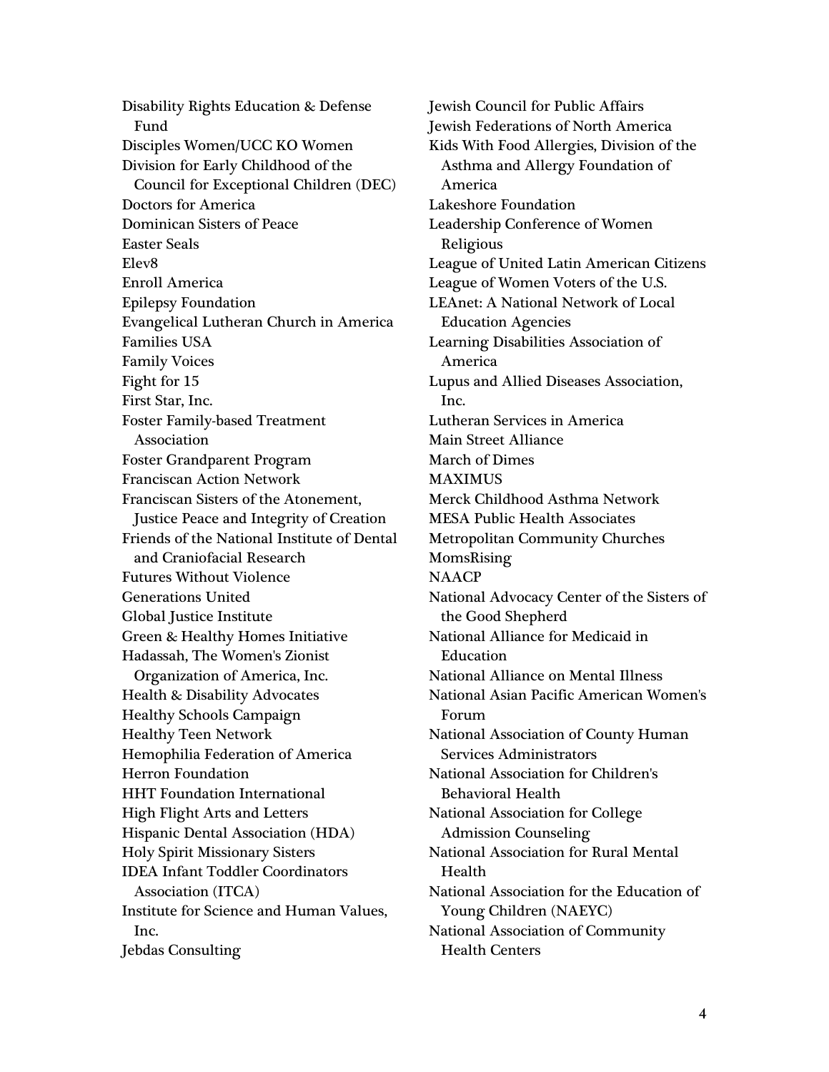Disability Rights Education & Defense Fund
Disciples Women/UCC KO Women
Division for Early Childhood of the Council for Exceptional Children (DEC)
Doctors for America
Dominican Sisters of Peace
Easter Seals
Elev8
Enroll America
Epilepsy Foundation
Evangelical Lutheran Church in America
Families USA
Family Voices
Fight for 15
First Star, Inc.
Foster Family-based Treatment Association
Foster Grandparent Program
Franciscan Action Network
Franciscan Sisters of the Atonement, Justice Peace and Integrity of Creation
Friends of the National Institute of Dental and Craniofacial Research
Futures Without Violence
Generations United
Global Justice Institute
Green & Healthy Homes Initiative
Hadassah, The Women's Zionist Organization of America, Inc.
Health & Disability Advocates
Healthy Schools Campaign
Healthy Teen Network
Hemophilia Federation of America
Herron Foundation
HHT Foundation International
High Flight Arts and Letters
Hispanic Dental Association (HDA)
Holy Spirit Missionary Sisters
IDEA Infant Toddler Coordinators Association (ITCA)
Institute for Science and Human Values, Inc.
Jebdas Consulting
Jewish Council for Public Affairs
Jewish Federations of North America
Kids With Food Allergies, Division of the Asthma and Allergy Foundation of America
Lakeshore Foundation
Leadership Conference of Women Religious
League of United Latin American Citizens
League of Women Voters of the U.S.
LEAnet: A National Network of Local Education Agencies
Learning Disabilities Association of America
Lupus and Allied Diseases Association, Inc.
Lutheran Services in America
Main Street Alliance
March of Dimes
MAXIMUS
Merck Childhood Asthma Network
MESA Public Health Associates
Metropolitan Community Churches
MomsRising
NAACP
National Advocacy Center of the Sisters of the Good Shepherd
National Alliance for Medicaid in Education
National Alliance on Mental Illness
National Asian Pacific American Women's Forum
National Association of County Human Services Administrators
National Association for Children's Behavioral Health
National Association for College Admission Counseling
National Association for Rural Mental Health
National Association for the Education of Young Children (NAEYC)
National Association of Community Health Centers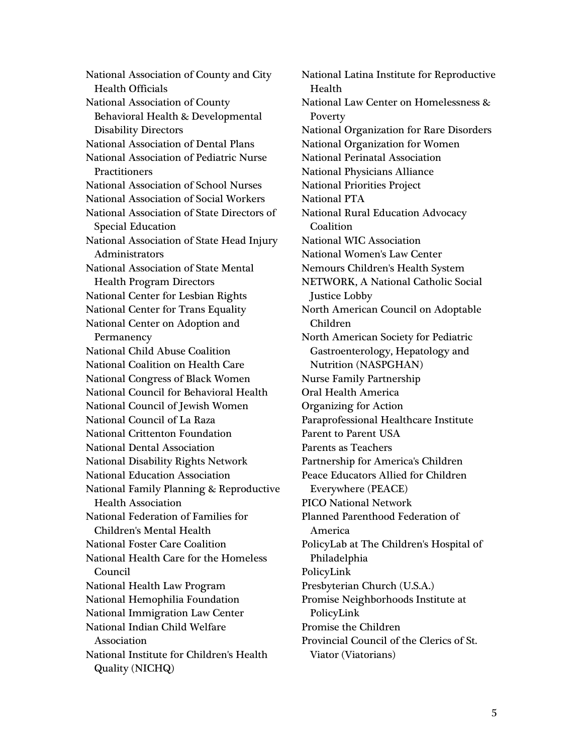National Association of County and City Health Officials
National Association of County Behavioral Health & Developmental Disability Directors
National Association of Dental Plans
National Association of Pediatric Nurse Practitioners
National Association of School Nurses
National Association of Social Workers
National Association of State Directors of Special Education
National Association of State Head Injury Administrators
National Association of State Mental Health Program Directors
National Center for Lesbian Rights
National Center for Trans Equality
National Center on Adoption and Permanency
National Child Abuse Coalition
National Coalition on Health Care
National Congress of Black Women
National Council for Behavioral Health
National Council of Jewish Women
National Council of La Raza
National Crittenton Foundation
National Dental Association
National Disability Rights Network
National Education Association
National Family Planning & Reproductive Health Association
National Federation of Families for Children's Mental Health
National Foster Care Coalition
National Health Care for the Homeless Council
National Health Law Program
National Hemophilia Foundation
National Immigration Law Center
National Indian Child Welfare Association
National Institute for Children's Health Quality (NICHQ)
National Latina Institute for Reproductive Health
National Law Center on Homelessness & Poverty
National Organization for Rare Disorders
National Organization for Women
National Perinatal Association
National Physicians Alliance
National Priorities Project
National PTA
National Rural Education Advocacy Coalition
National WIC Association
National Women's Law Center
Nemours Children's Health System
NETWORK, A National Catholic Social Justice Lobby
North American Council on Adoptable Children
North American Society for Pediatric Gastroenterology, Hepatology and Nutrition (NASPGHAN)
Nurse Family Partnership
Oral Health America
Organizing for Action
Paraprofessional Healthcare Institute
Parent to Parent USA
Parents as Teachers
Partnership for America's Children
Peace Educators Allied for Children Everywhere (PEACE)
PICO National Network
Planned Parenthood Federation of America
PolicyLab at The Children's Hospital of Philadelphia
PolicyLink
Presbyterian Church (U.S.A.)
Promise Neighborhoods Institute at PolicyLink
Promise the Children
Provincial Council of the Clerics of St. Viator (Viatorians)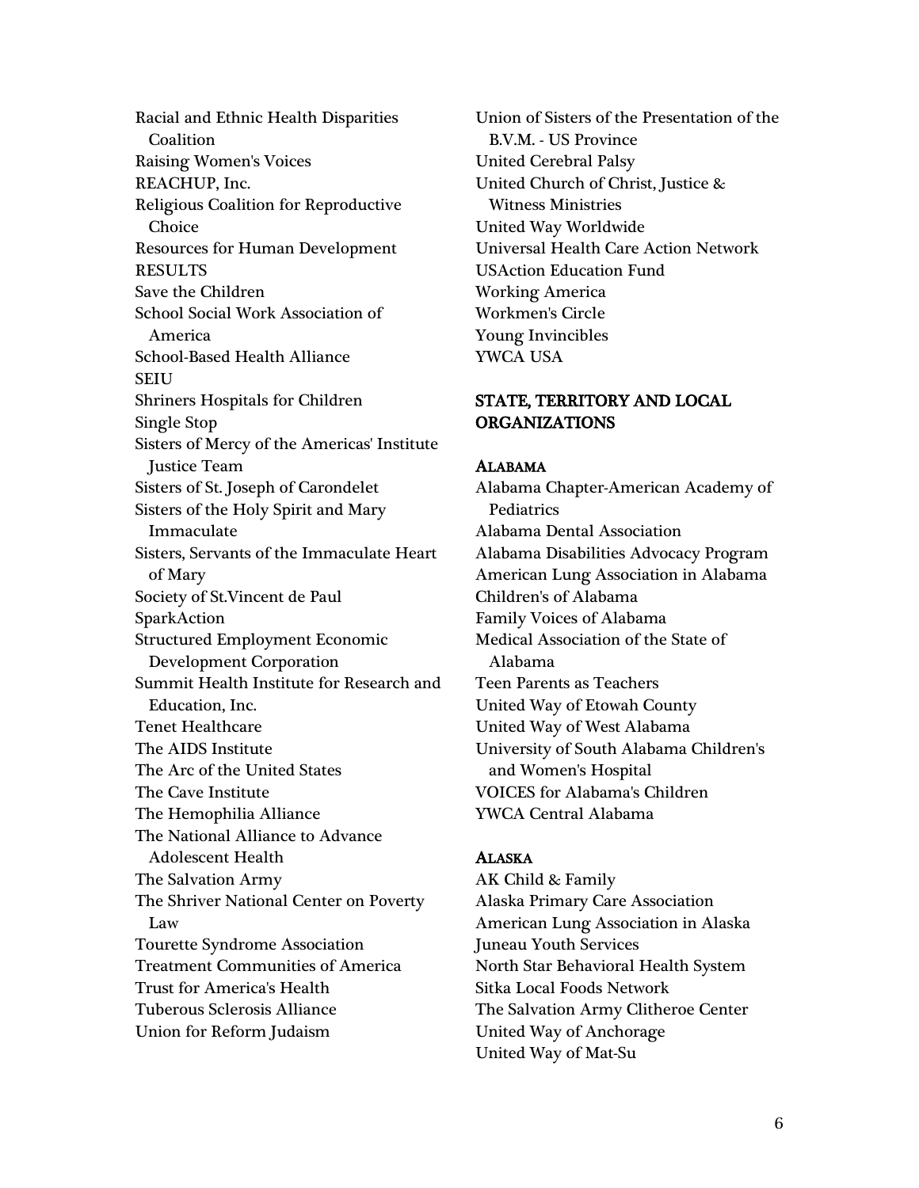Racial and Ethnic Health Disparities Coalition
Raising Women's Voices
REACHUP, Inc.
Religious Coalition for Reproductive Choice
Resources for Human Development
RESULTS
Save the Children
School Social Work Association of America
School-Based Health Alliance
SEIU
Shriners Hospitals for Children
Single Stop
Sisters of Mercy of the Americas' Institute Justice Team
Sisters of St. Joseph of Carondelet
Sisters of the Holy Spirit and Mary Immaculate
Sisters, Servants of the Immaculate Heart of Mary
Society of St.Vincent de Paul
SparkAction
Structured Employment Economic Development Corporation
Summit Health Institute for Research and Education, Inc.
Tenet Healthcare
The AIDS Institute
The Arc of the United States
The Cave Institute
The Hemophilia Alliance
The National Alliance to Advance Adolescent Health
The Salvation Army
The Shriver National Center on Poverty Law
Tourette Syndrome Association
Treatment Communities of America
Trust for America's Health
Tuberous Sclerosis Alliance
Union for Reform Judaism
Union of Sisters of the Presentation of the B.V.M. - US Province
United Cerebral Palsy
United Church of Christ, Justice & Witness Ministries
United Way Worldwide
Universal Health Care Action Network
USAction Education Fund
Working America
Workmen's Circle
Young Invincibles
YWCA USA

## STATE, TERRITORY AND LOCAL ORGANIZATIONS

### ALABAMA

Alabama Chapter-American Academy of Pediatrics
Alabama Dental Association
Alabama Disabilities Advocacy Program
American Lung Association in Alabama
Children's of Alabama
Family Voices of Alabama
Medical Association of the State of Alabama
Teen Parents as Teachers
United Way of Etowah County
United Way of West Alabama
University of South Alabama Children's and Women's Hospital
VOICES for Alabama's Children
YWCA Central Alabama

### ALASKA

AK Child & Family
Alaska Primary Care Association
American Lung Association in Alaska
Juneau Youth Services
North Star Behavioral Health System
Sitka Local Foods Network
The Salvation Army Clitheroe Center
United Way of Anchorage
United Way of Mat-Su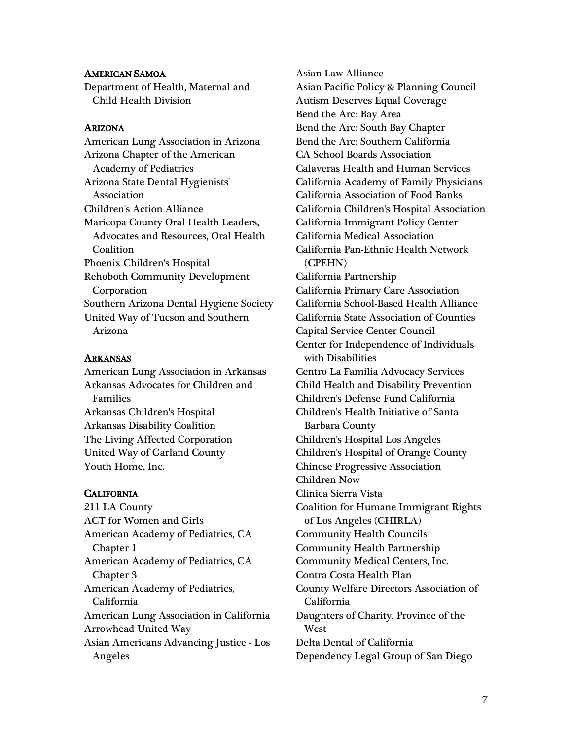### American Samoa

Department of Health, Maternal and Child Health Division

### Arizona

American Lung Association in Arizona
Arizona Chapter of the American Academy of Pediatrics
Arizona State Dental Hygienists' Association
Children's Action Alliance
Maricopa County Oral Health Leaders, Advocates and Resources, Oral Health Coalition
Phoenix Children's Hospital
Rehoboth Community Development Corporation
Southern Arizona Dental Hygiene Society
United Way of Tucson and Southern Arizona

### Arkansas

American Lung Association in Arkansas
Arkansas Advocates for Children and Families
Arkansas Children's Hospital
Arkansas Disability Coalition
The Living Affected Corporation
United Way of Garland County
Youth Home, Inc.

### California

211 LA County
ACT for Women and Girls
American Academy of Pediatrics, CA Chapter 1
American Academy of Pediatrics, CA Chapter 3
American Academy of Pediatrics, California
American Lung Association in California
Arrowhead United Way
Asian Americans Advancing Justice - Los Angeles
Asian Law Alliance
Asian Pacific Policy & Planning Council
Autism Deserves Equal Coverage
Bend the Arc: Bay Area
Bend the Arc: South Bay Chapter
Bend the Arc: Southern California
CA School Boards Association
Calaveras Health and Human Services
California Academy of Family Physicians
California Association of Food Banks
California Children's Hospital Association
California Immigrant Policy Center
California Medical Association
California Pan-Ethnic Health Network (CPEHN)
California Partnership
California Primary Care Association
California School-Based Health Alliance
California State Association of Counties
Capital Service Center Council
Center for Independence of Individuals with Disabilities
Centro La Familia Advocacy Services
Child Health and Disability Prevention
Children's Defense Fund California
Children's Health Initiative of Santa Barbara County
Children's Hospital Los Angeles
Children's Hospital of Orange County
Chinese Progressive Association
Children Now
Clinica Sierra Vista
Coalition for Humane Immigrant Rights of Los Angeles (CHIRLA)
Community Health Councils
Community Health Partnership
Community Medical Centers, Inc.
Contra Costa Health Plan
County Welfare Directors Association of California
Daughters of Charity, Province of the West
Delta Dental of California
Dependency Legal Group of San Diego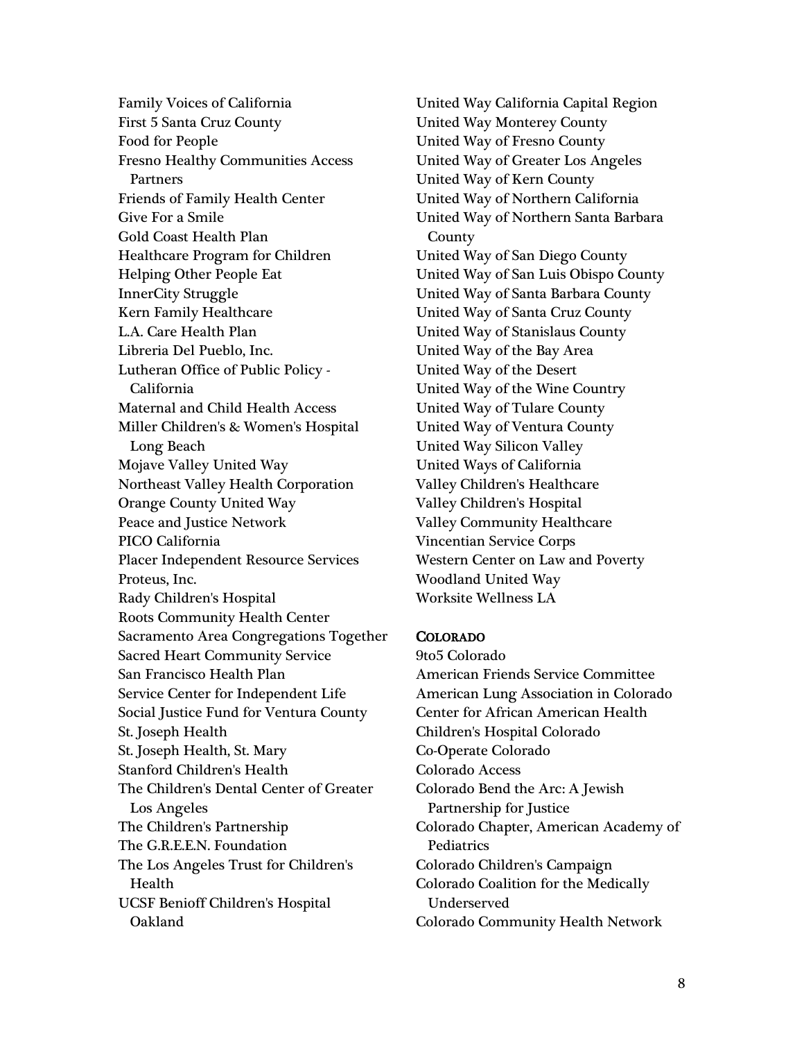Family Voices of California
First 5 Santa Cruz County
Food for People
Fresno Healthy Communities Access Partners
Friends of Family Health Center
Give For a Smile
Gold Coast Health Plan
Healthcare Program for Children
Helping Other People Eat
InnerCity Struggle
Kern Family Healthcare
L.A. Care Health Plan
Libreria Del Pueblo, Inc.
Lutheran Office of Public Policy - California
Maternal and Child Health Access
Miller Children's & Women's Hospital Long Beach
Mojave Valley United Way
Northeast Valley Health Corporation
Orange County United Way
Peace and Justice Network
PICO California
Placer Independent Resource Services
Proteus, Inc.
Rady Children's Hospital
Roots Community Health Center
Sacramento Area Congregations Together
Sacred Heart Community Service
San Francisco Health Plan
Service Center for Independent Life
Social Justice Fund for Ventura County
St. Joseph Health
St. Joseph Health, St. Mary
Stanford Children's Health
The Children's Dental Center of Greater Los Angeles
The Children's Partnership
The G.R.E.E.N. Foundation
The Los Angeles Trust for Children's Health
UCSF Benioff Children's Hospital Oakland
United Way California Capital Region
United Way Monterey County
United Way of Fresno County
United Way of Greater Los Angeles
United Way of Kern County
United Way of Northern California
United Way of Northern Santa Barbara County
United Way of San Diego County
United Way of San Luis Obispo County
United Way of Santa Barbara County
United Way of Santa Cruz County
United Way of Stanislaus County
United Way of the Bay Area
United Way of the Desert
United Way of the Wine Country
United Way of Tulare County
United Way of Ventura County
United Way Silicon Valley
United Ways of California
Valley Children's Healthcare
Valley Children's Hospital
Valley Community Healthcare
Vincentian Service Corps
Western Center on Law and Poverty
Woodland United Way
Worksite Wellness LA

### Colorado

9to5 Colorado
American Friends Service Committee
American Lung Association in Colorado
Center for African American Health
Children's Hospital Colorado
Co-Operate Colorado
Colorado Access
Colorado Bend the Arc: A Jewish Partnership for Justice
Colorado Chapter, American Academy of Pediatrics
Colorado Children's Campaign
Colorado Coalition for the Medically Underserved
Colorado Community Health Network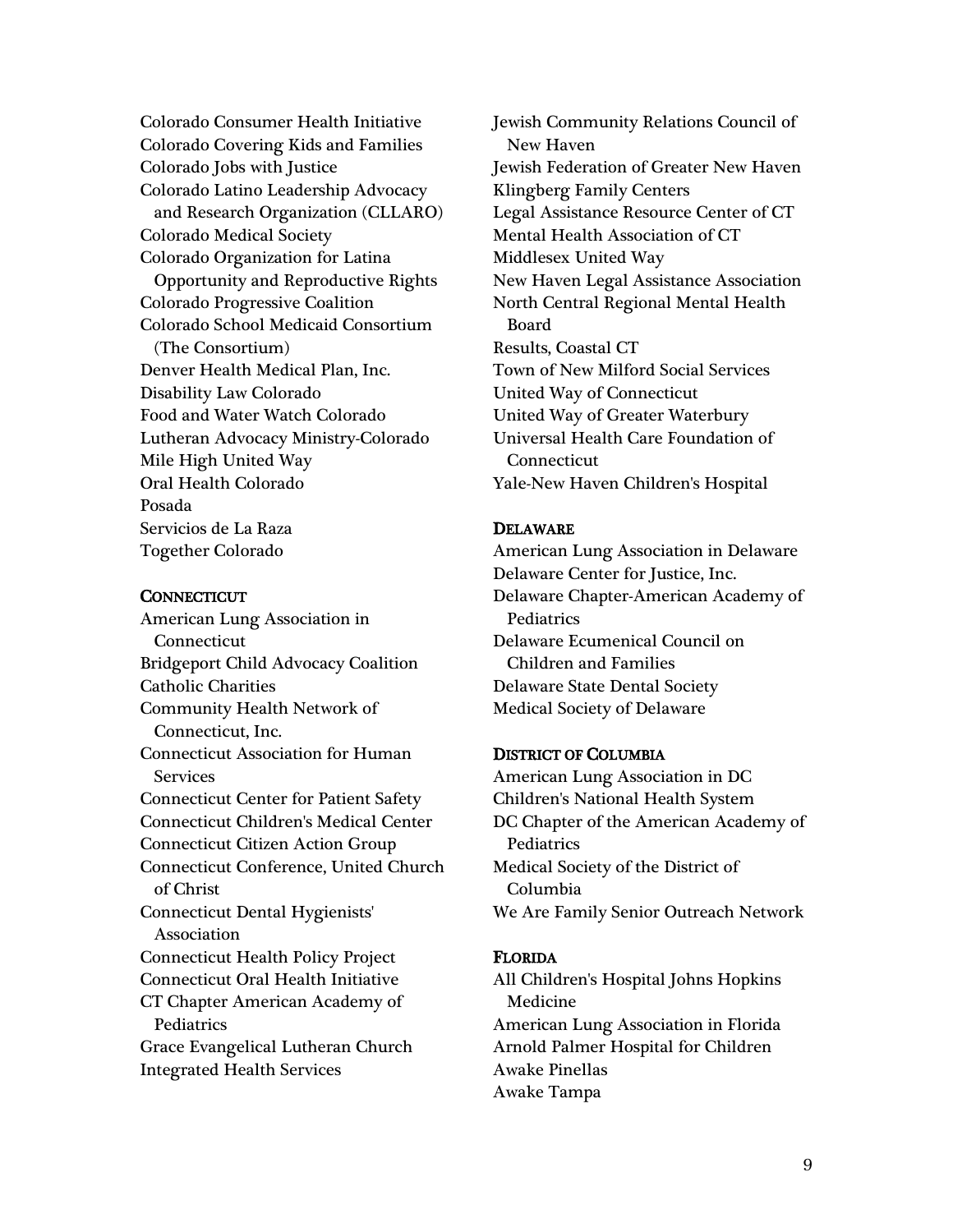Colorado Consumer Health Initiative
Colorado Covering Kids and Families
Colorado Jobs with Justice
Colorado Latino Leadership Advocacy and Research Organization (CLLARO)
Colorado Medical Society
Colorado Organization for Latina Opportunity and Reproductive Rights
Colorado Progressive Coalition
Colorado School Medicaid Consortium (The Consortium)
Denver Health Medical Plan, Inc.
Disability Law Colorado
Food and Water Watch Colorado
Lutheran Advocacy Ministry-Colorado
Mile High United Way
Oral Health Colorado
Posada
Servicios de La Raza
Together Colorado

### Connecticut

American Lung Association in Connecticut
Bridgeport Child Advocacy Coalition
Catholic Charities
Community Health Network of Connecticut, Inc.
Connecticut Association for Human Services
Connecticut Center for Patient Safety
Connecticut Children's Medical Center
Connecticut Citizen Action Group
Connecticut Conference, United Church of Christ
Connecticut Dental Hygienists' Association
Connecticut Health Policy Project
Connecticut Oral Health Initiative
CT Chapter American Academy of Pediatrics
Grace Evangelical Lutheran Church
Integrated Health Services
Jewish Community Relations Council of New Haven
Jewish Federation of Greater New Haven
Klingberg Family Centers
Legal Assistance Resource Center of CT
Mental Health Association of CT
Middlesex United Way
New Haven Legal Assistance Association
North Central Regional Mental Health Board
Results, Coastal CT
Town of New Milford Social Services
United Way of Connecticut
United Way of Greater Waterbury
Universal Health Care Foundation of Connecticut
Yale-New Haven Children's Hospital

### Delaware

American Lung Association in Delaware
Delaware Center for Justice, Inc.
Delaware Chapter-American Academy of Pediatrics
Delaware Ecumenical Council on Children and Families
Delaware State Dental Society
Medical Society of Delaware

### District of Columbia

American Lung Association in DC
Children's National Health System
DC Chapter of the American Academy of Pediatrics
Medical Society of the District of Columbia
We Are Family Senior Outreach Network

### Florida

All Children's Hospital Johns Hopkins Medicine
American Lung Association in Florida
Arnold Palmer Hospital for Children
Awake Pinellas
Awake Tampa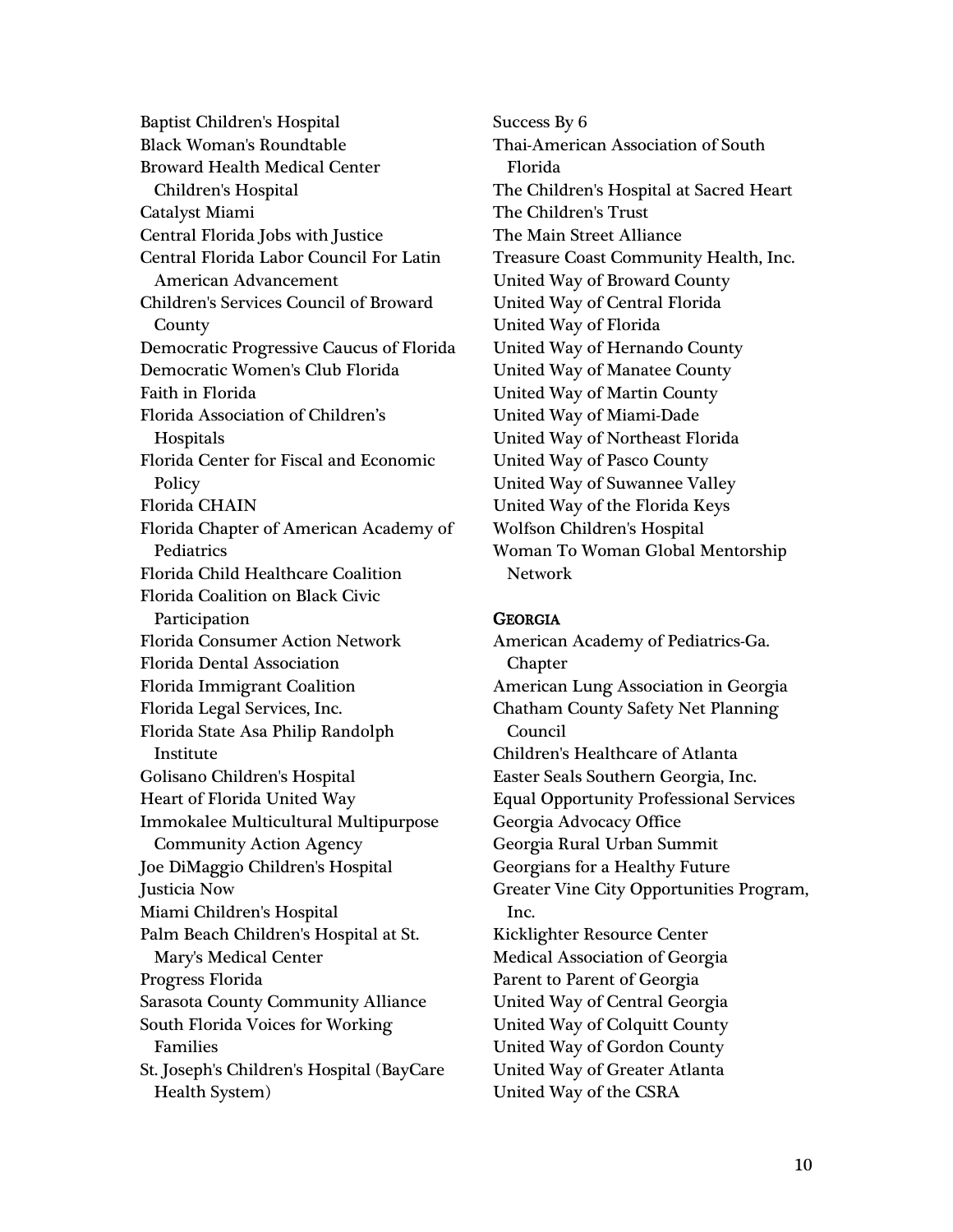Baptist Children's Hospital
Black Woman's Roundtable
Broward Health Medical Center Children's Hospital
Catalyst Miami
Central Florida Jobs with Justice
Central Florida Labor Council For Latin American Advancement
Children's Services Council of Broward County
Democratic Progressive Caucus of Florida
Democratic Women's Club Florida
Faith in Florida
Florida Association of Children's Hospitals
Florida Center for Fiscal and Economic Policy
Florida CHAIN
Florida Chapter of American Academy of Pediatrics
Florida Child Healthcare Coalition
Florida Coalition on Black Civic Participation
Florida Consumer Action Network
Florida Dental Association
Florida Immigrant Coalition
Florida Legal Services, Inc.
Florida State Asa Philip Randolph Institute
Golisano Children's Hospital
Heart of Florida United Way
Immokalee Multicultural Multipurpose Community Action Agency
Joe DiMaggio Children's Hospital
Justicia Now
Miami Children's Hospital
Palm Beach Children's Hospital at St. Mary's Medical Center
Progress Florida
Sarasota County Community Alliance
South Florida Voices for Working Families
St. Joseph's Children's Hospital (BayCare Health System)
Success By 6
Thai-American Association of South Florida
The Children's Hospital at Sacred Heart
The Children's Trust
The Main Street Alliance
Treasure Coast Community Health, Inc.
United Way of Broward County
United Way of Central Florida
United Way of Florida
United Way of Hernando County
United Way of Manatee County
United Way of Martin County
United Way of Miami-Dade
United Way of Northeast Florida
United Way of Pasco County
United Way of Suwannee Valley
United Way of the Florida Keys
Wolfson Children's Hospital
Woman To Woman Global Mentorship Network

### Georgia

American Academy of Pediatrics-Ga. Chapter
American Lung Association in Georgia
Chatham County Safety Net Planning Council
Children's Healthcare of Atlanta
Easter Seals Southern Georgia, Inc.
Equal Opportunity Professional Services
Georgia Advocacy Office
Georgia Rural Urban Summit
Georgians for a Healthy Future
Greater Vine City Opportunities Program, Inc.
Kicklighter Resource Center
Medical Association of Georgia
Parent to Parent of Georgia
United Way of Central Georgia
United Way of Colquitt County
United Way of Gordon County
United Way of Greater Atlanta
United Way of the CSRA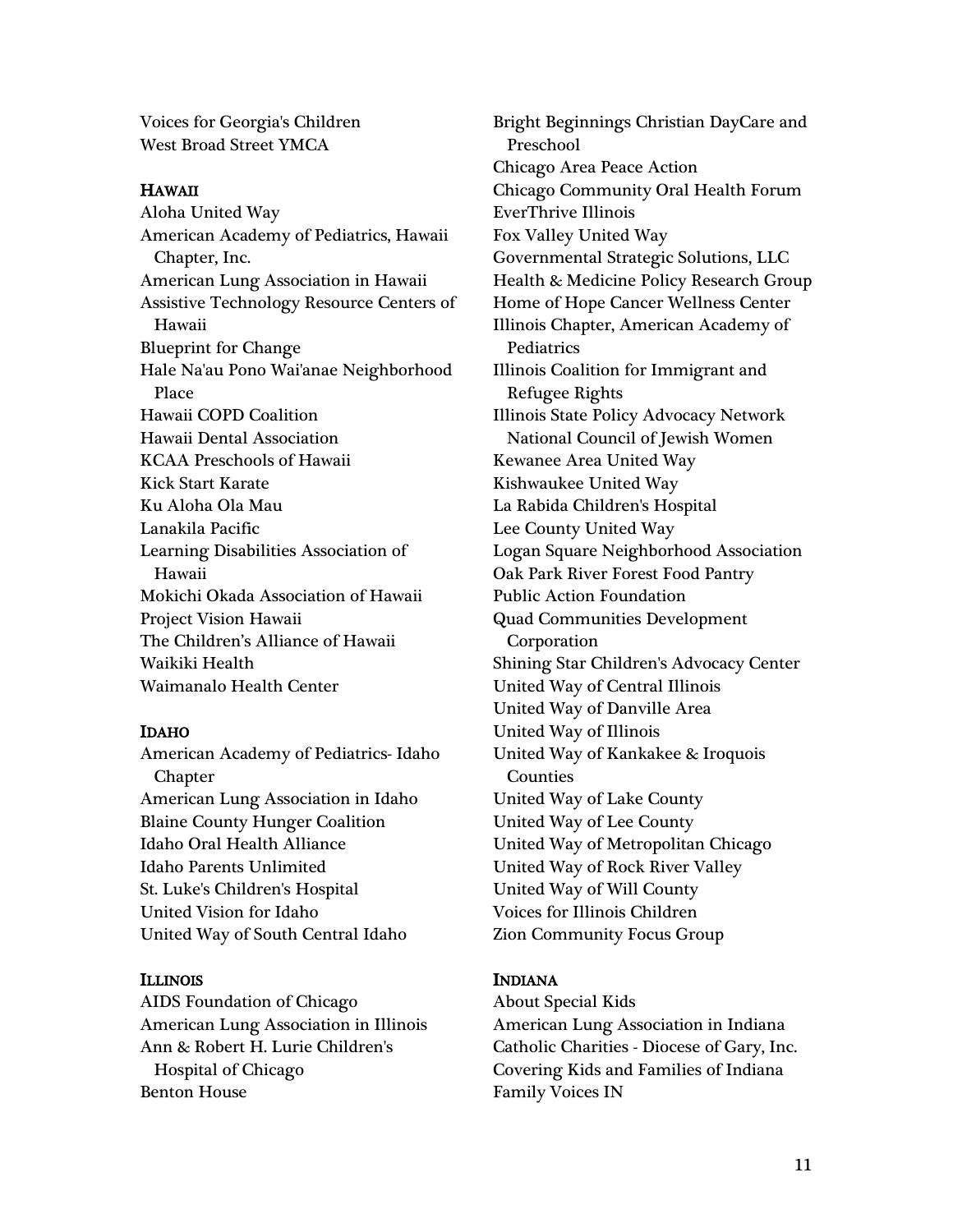Voices for Georgia's Children
West Broad Street YMCA

## Hawaii

Aloha United Way
American Academy of Pediatrics, Hawaii Chapter, Inc.
American Lung Association in Hawaii
Assistive Technology Resource Centers of Hawaii
Blueprint for Change
Hale Na'au Pono Wai'anae Neighborhood Place
Hawaii COPD Coalition
Hawaii Dental Association
KCAA Preschools of Hawaii
Kick Start Karate
Ku Aloha Ola Mau
Lanakila Pacific
Learning Disabilities Association of Hawaii
Mokichi Okada Association of Hawaii
Project Vision Hawaii
The Children's Alliance of Hawaii
Waikiki Health
Waimanalo Health Center

## Idaho

American Academy of Pediatrics- Idaho Chapter
American Lung Association in Idaho
Blaine County Hunger Coalition
Idaho Oral Health Alliance
Idaho Parents Unlimited
St. Luke's Children's Hospital
United Vision for Idaho
United Way of South Central Idaho

## Illinois

AIDS Foundation of Chicago
American Lung Association in Illinois
Ann & Robert H. Lurie Children's Hospital of Chicago
Benton House
Bright Beginnings Christian DayCare and Preschool
Chicago Area Peace Action
Chicago Community Oral Health Forum
EverThrive Illinois
Fox Valley United Way
Governmental Strategic Solutions, LLC
Health & Medicine Policy Research Group
Home of Hope Cancer Wellness Center
Illinois Chapter, American Academy of Pediatrics
Illinois Coalition for Immigrant and Refugee Rights
Illinois State Policy Advocacy Network National Council of Jewish Women
Kewanee Area United Way
Kishwaukee United Way
La Rabida Children's Hospital
Lee County United Way
Logan Square Neighborhood Association
Oak Park River Forest Food Pantry
Public Action Foundation
Quad Communities Development Corporation
Shining Star Children's Advocacy Center
United Way of Central Illinois
United Way of Danville Area
United Way of Illinois
United Way of Kankakee & Iroquois Counties
United Way of Lake County
United Way of Lee County
United Way of Metropolitan Chicago
United Way of Rock River Valley
United Way of Will County
Voices for Illinois Children
Zion Community Focus Group

## Indiana

About Special Kids
American Lung Association in Indiana
Catholic Charities - Diocese of Gary, Inc.
Covering Kids and Families of Indiana
Family Voices IN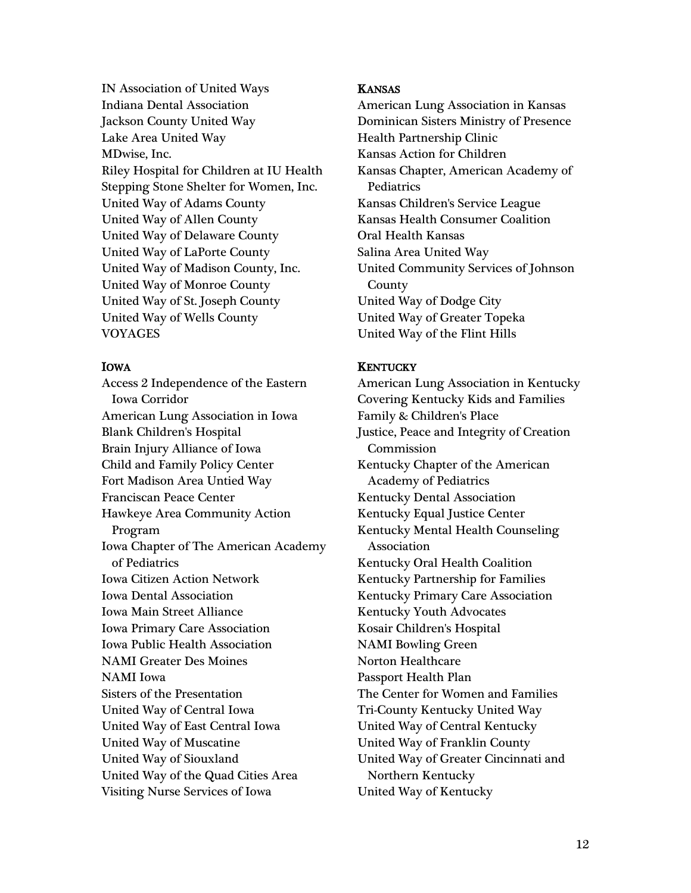IN Association of United Ways
Indiana Dental Association
Jackson County United Way
Lake Area United Way
MDwise, Inc.
Riley Hospital for Children at IU Health
Stepping Stone Shelter for Women, Inc.
United Way of Adams County
United Way of Allen County
United Way of Delaware County
United Way of LaPorte County
United Way of Madison County, Inc.
United Way of Monroe County
United Way of St. Joseph County
United Way of Wells County
VOYAGES

### Iowa

Access 2 Independence of the Eastern Iowa Corridor
American Lung Association in Iowa
Blank Children's Hospital
Brain Injury Alliance of Iowa
Child and Family Policy Center
Fort Madison Area Untied Way
Franciscan Peace Center
Hawkeye Area Community Action Program
Iowa Chapter of The American Academy of Pediatrics
Iowa Citizen Action Network
Iowa Dental Association
Iowa Main Street Alliance
Iowa Primary Care Association
Iowa Public Health Association
NAMI Greater Des Moines
NAMI Iowa
Sisters of the Presentation
United Way of Central Iowa
United Way of East Central Iowa
United Way of Muscatine
United Way of Siouxland
United Way of the Quad Cities Area
Visiting Nurse Services of Iowa

### Kansas

American Lung Association in Kansas
Dominican Sisters Ministry of Presence
Health Partnership Clinic
Kansas Action for Children
Kansas Chapter, American Academy of Pediatrics
Kansas Children's Service League
Kansas Health Consumer Coalition
Oral Health Kansas
Salina Area United Way
United Community Services of Johnson County
United Way of Dodge City
United Way of Greater Topeka
United Way of the Flint Hills

### Kentucky

American Lung Association in Kentucky
Covering Kentucky Kids and Families
Family & Children's Place
Justice, Peace and Integrity of Creation Commission
Kentucky Chapter of the American Academy of Pediatrics
Kentucky Dental Association
Kentucky Equal Justice Center
Kentucky Mental Health Counseling Association
Kentucky Oral Health Coalition
Kentucky Partnership for Families
Kentucky Primary Care Association
Kentucky Youth Advocates
Kosair Children's Hospital
NAMI Bowling Green
Norton Healthcare
Passport Health Plan
The Center for Women and Families
Tri-County Kentucky United Way
United Way of Central Kentucky
United Way of Franklin County
United Way of Greater Cincinnati and Northern Kentucky
United Way of Kentucky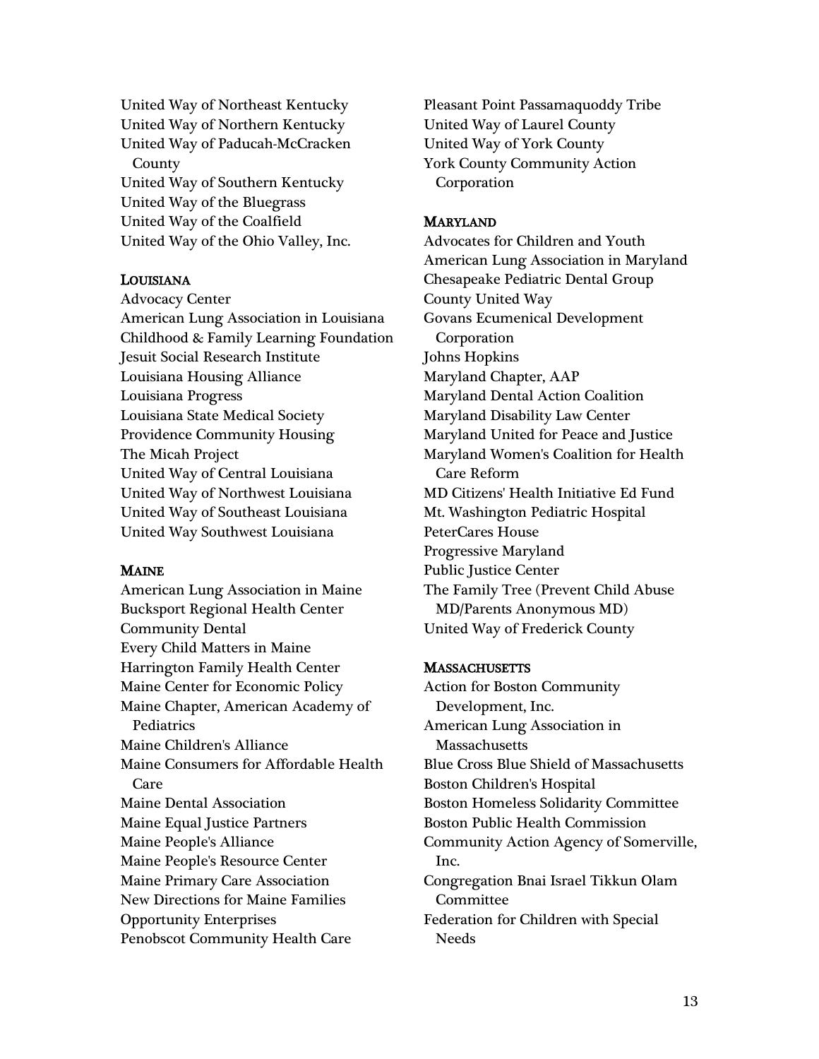United Way of Northeast Kentucky
United Way of Northern Kentucky
United Way of Paducah-McCracken County
United Way of Southern Kentucky
United Way of the Bluegrass
United Way of the Coalfield
United Way of the Ohio Valley, Inc.

## Louisiana

Advocacy Center
American Lung Association in Louisiana
Childhood & Family Learning Foundation
Jesuit Social Research Institute
Louisiana Housing Alliance
Louisiana Progress
Louisiana State Medical Society
Providence Community Housing
The Micah Project
United Way of Central Louisiana
United Way of Northwest Louisiana
United Way of Southeast Louisiana
United Way Southwest Louisiana

## Maine

American Lung Association in Maine
Bucksport Regional Health Center
Community Dental
Every Child Matters in Maine
Harrington Family Health Center
Maine Center for Economic Policy
Maine Chapter, American Academy of Pediatrics
Maine Children's Alliance
Maine Consumers for Affordable Health Care
Maine Dental Association
Maine Equal Justice Partners
Maine People's Alliance
Maine People's Resource Center
Maine Primary Care Association
New Directions for Maine Families
Opportunity Enterprises
Penobscot Community Health Care
Pleasant Point Passamaquoddy Tribe
United Way of Laurel County
United Way of York County
York County Community Action Corporation

## Maryland

Advocates for Children and Youth
American Lung Association in Maryland
Chesapeake Pediatric Dental Group
County United Way
Govans Ecumenical Development Corporation
Johns Hopkins
Maryland Chapter, AAP
Maryland Dental Action Coalition
Maryland Disability Law Center
Maryland United for Peace and Justice
Maryland Women's Coalition for Health Care Reform
MD Citizens' Health Initiative Ed Fund
Mt. Washington Pediatric Hospital
PeterCares House
Progressive Maryland
Public Justice Center
The Family Tree (Prevent Child Abuse MD/Parents Anonymous MD)
United Way of Frederick County

## Massachusetts

Action for Boston Community Development, Inc.
American Lung Association in Massachusetts
Blue Cross Blue Shield of Massachusetts
Boston Children's Hospital
Boston Homeless Solidarity Committee
Boston Public Health Commission
Community Action Agency of Somerville, Inc.
Congregation Bnai Israel Tikkun Olam Committee
Federation for Children with Special Needs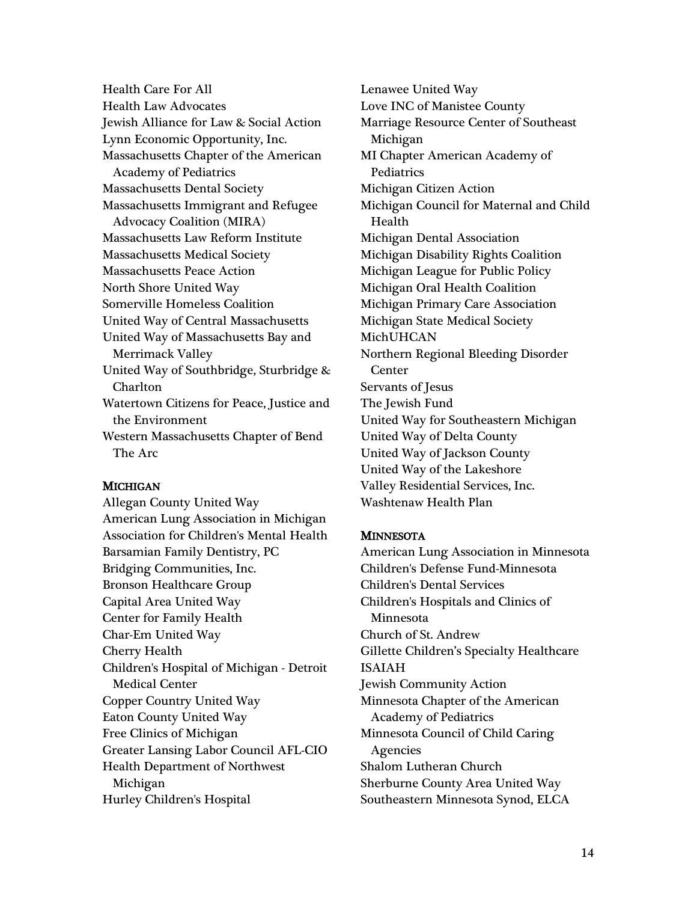Health Care For All
Health Law Advocates
Jewish Alliance for Law & Social Action
Lynn Economic Opportunity, Inc.
Massachusetts Chapter of the American Academy of Pediatrics
Massachusetts Dental Society
Massachusetts Immigrant and Refugee Advocacy Coalition (MIRA)
Massachusetts Law Reform Institute
Massachusetts Medical Society
Massachusetts Peace Action
North Shore United Way
Somerville Homeless Coalition
United Way of Central Massachusetts
United Way of Massachusetts Bay and Merrimack Valley
United Way of Southbridge, Sturbridge & Charlton
Watertown Citizens for Peace, Justice and the Environment
Western Massachusetts Chapter of Bend The Arc

## MICHIGAN

Allegan County United Way
American Lung Association in Michigan
Association for Children's Mental Health
Barsamian Family Dentistry, PC
Bridging Communities, Inc.
Bronson Healthcare Group
Capital Area United Way
Center for Family Health
Char-Em United Way
Cherry Health
Children's Hospital of Michigan - Detroit Medical Center
Copper Country United Way
Eaton County United Way
Free Clinics of Michigan
Greater Lansing Labor Council AFL-CIO
Health Department of Northwest Michigan
Hurley Children's Hospital
Lenawee United Way
Love INC of Manistee County
Marriage Resource Center of Southeast Michigan
MI Chapter American Academy of Pediatrics
Michigan Citizen Action
Michigan Council for Maternal and Child Health
Michigan Dental Association
Michigan Disability Rights Coalition
Michigan League for Public Policy
Michigan Oral Health Coalition
Michigan Primary Care Association
Michigan State Medical Society
MichUHCAN
Northern Regional Bleeding Disorder Center
Servants of Jesus
The Jewish Fund
United Way for Southeastern Michigan
United Way of Delta County
United Way of Jackson County
United Way of the Lakeshore
Valley Residential Services, Inc.
Washtenaw Health Plan

## MINNESOTA

American Lung Association in Minnesota
Children's Defense Fund-Minnesota
Children's Dental Services
Children's Hospitals and Clinics of Minnesota
Church of St. Andrew
Gillette Children's Specialty Healthcare
ISAIAH
Jewish Community Action
Minnesota Chapter of the American Academy of Pediatrics
Minnesota Council of Child Caring Agencies
Shalom Lutheran Church
Sherburne County Area United Way
Southeastern Minnesota Synod, ELCA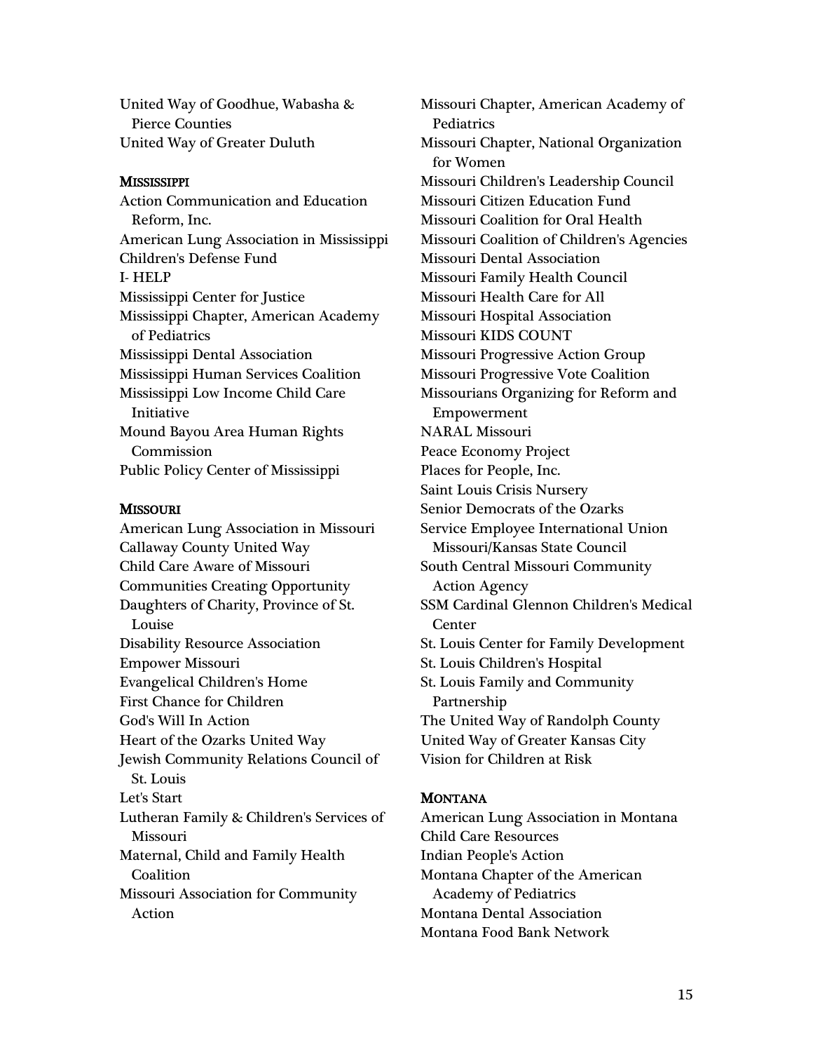United Way of Goodhue, Wabasha & Pierce Counties
United Way of Greater Duluth

### MISSISSIPPI

Action Communication and Education Reform, Inc.
American Lung Association in Mississippi
Children's Defense Fund
I- HELP
Mississippi Center for Justice
Mississippi Chapter, American Academy of Pediatrics
Mississippi Dental Association
Mississippi Human Services Coalition
Mississippi Low Income Child Care Initiative
Mound Bayou Area Human Rights Commission
Public Policy Center of Mississippi

### MISSOURI

American Lung Association in Missouri
Callaway County United Way
Child Care Aware of Missouri
Communities Creating Opportunity
Daughters of Charity, Province of St. Louise
Disability Resource Association
Empower Missouri
Evangelical Children's Home
First Chance for Children
God's Will In Action
Heart of the Ozarks United Way
Jewish Community Relations Council of St. Louis
Let's Start
Lutheran Family & Children's Services of Missouri
Maternal, Child and Family Health Coalition
Missouri Association for Community Action
Missouri Chapter, American Academy of Pediatrics
Missouri Chapter, National Organization for Women
Missouri Children's Leadership Council
Missouri Citizen Education Fund
Missouri Coalition for Oral Health
Missouri Coalition of Children's Agencies
Missouri Dental Association
Missouri Family Health Council
Missouri Health Care for All
Missouri Hospital Association
Missouri KIDS COUNT
Missouri Progressive Action Group
Missouri Progressive Vote Coalition
Missourians Organizing for Reform and Empowerment
NARAL Missouri
Peace Economy Project
Places for People, Inc.
Saint Louis Crisis Nursery
Senior Democrats of the Ozarks
Service Employee International Union Missouri/Kansas State Council
South Central Missouri Community Action Agency
SSM Cardinal Glennon Children's Medical Center
St. Louis Center for Family Development
St. Louis Children's Hospital
St. Louis Family and Community Partnership
The United Way of Randolph County
United Way of Greater Kansas City
Vision for Children at Risk

### MONTANA

American Lung Association in Montana
Child Care Resources
Indian People's Action
Montana Chapter of the American Academy of Pediatrics
Montana Dental Association
Montana Food Bank Network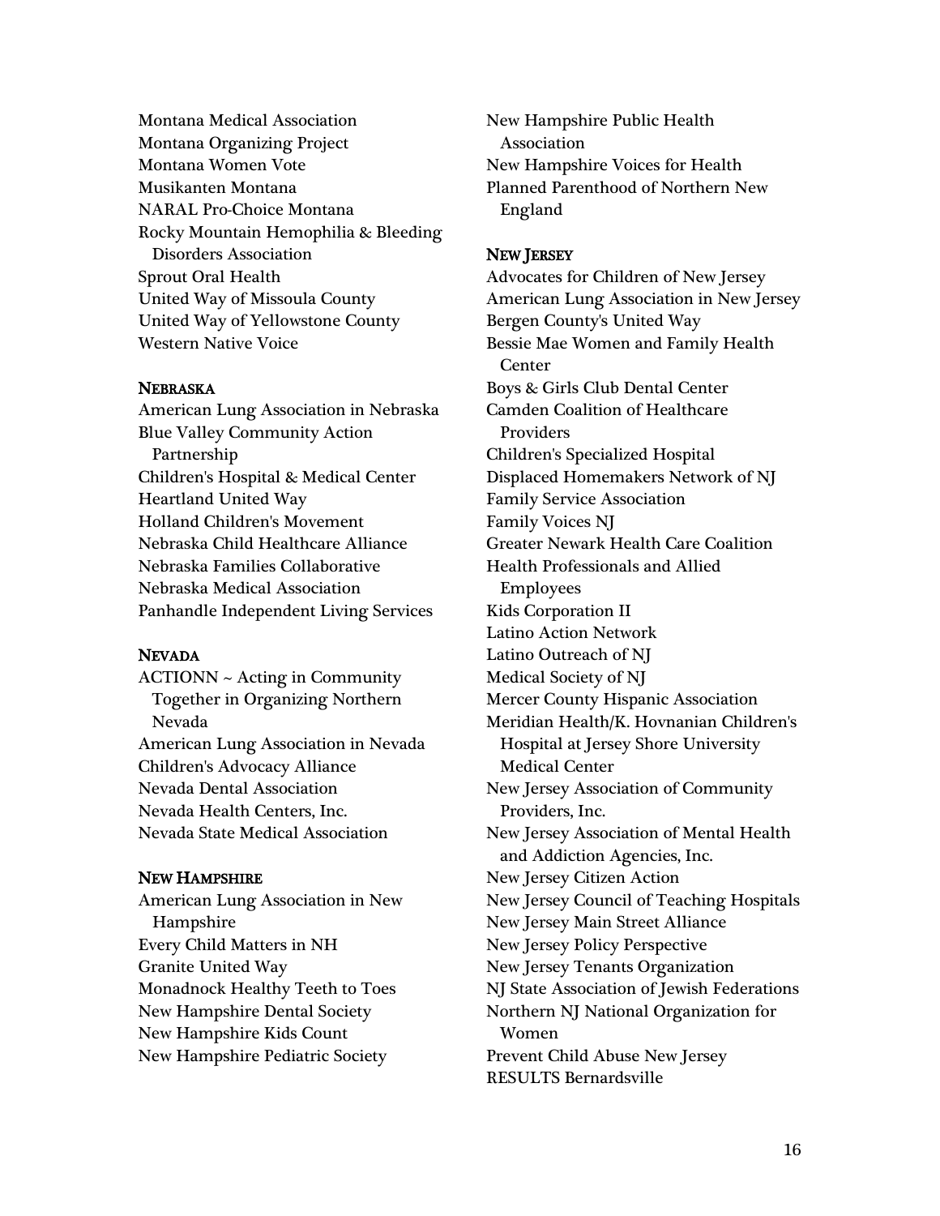Montana Medical Association
Montana Organizing Project
Montana Women Vote
Musikanten Montana
NARAL Pro-Choice Montana
Rocky Mountain Hemophilia & Bleeding Disorders Association
Sprout Oral Health
United Way of Missoula County
United Way of Yellowstone County
Western Native Voice

#### NEBRASKA

American Lung Association in Nebraska
Blue Valley Community Action Partnership
Children's Hospital & Medical Center
Heartland United Way
Holland Children's Movement
Nebraska Child Healthcare Alliance
Nebraska Families Collaborative
Nebraska Medical Association
Panhandle Independent Living Services

#### NEVADA

ACTIONN ~ Acting in Community Together in Organizing Northern Nevada
American Lung Association in Nevada
Children's Advocacy Alliance
Nevada Dental Association
Nevada Health Centers, Inc.
Nevada State Medical Association

#### NEW HAMPSHIRE

American Lung Association in New Hampshire
Every Child Matters in NH
Granite United Way
Monadnock Healthy Teeth to Toes
New Hampshire Dental Society
New Hampshire Kids Count
New Hampshire Pediatric Society
New Hampshire Public Health Association
New Hampshire Voices for Health
Planned Parenthood of Northern New England

#### NEW JERSEY

Advocates for Children of New Jersey
American Lung Association in New Jersey
Bergen County's United Way
Bessie Mae Women and Family Health Center
Boys & Girls Club Dental Center
Camden Coalition of Healthcare Providers
Children's Specialized Hospital
Displaced Homemakers Network of NJ
Family Service Association
Family Voices NJ
Greater Newark Health Care Coalition
Health Professionals and Allied Employees
Kids Corporation II
Latino Action Network
Latino Outreach of NJ
Medical Society of NJ
Mercer County Hispanic Association
Meridian Health/K. Hovnanian Children's Hospital at Jersey Shore University Medical Center
New Jersey Association of Community Providers, Inc.
New Jersey Association of Mental Health and Addiction Agencies, Inc.
New Jersey Citizen Action
New Jersey Council of Teaching Hospitals
New Jersey Main Street Alliance
New Jersey Policy Perspective
New Jersey Tenants Organization
NJ State Association of Jewish Federations
Northern NJ National Organization for Women
Prevent Child Abuse New Jersey
RESULTS Bernardsville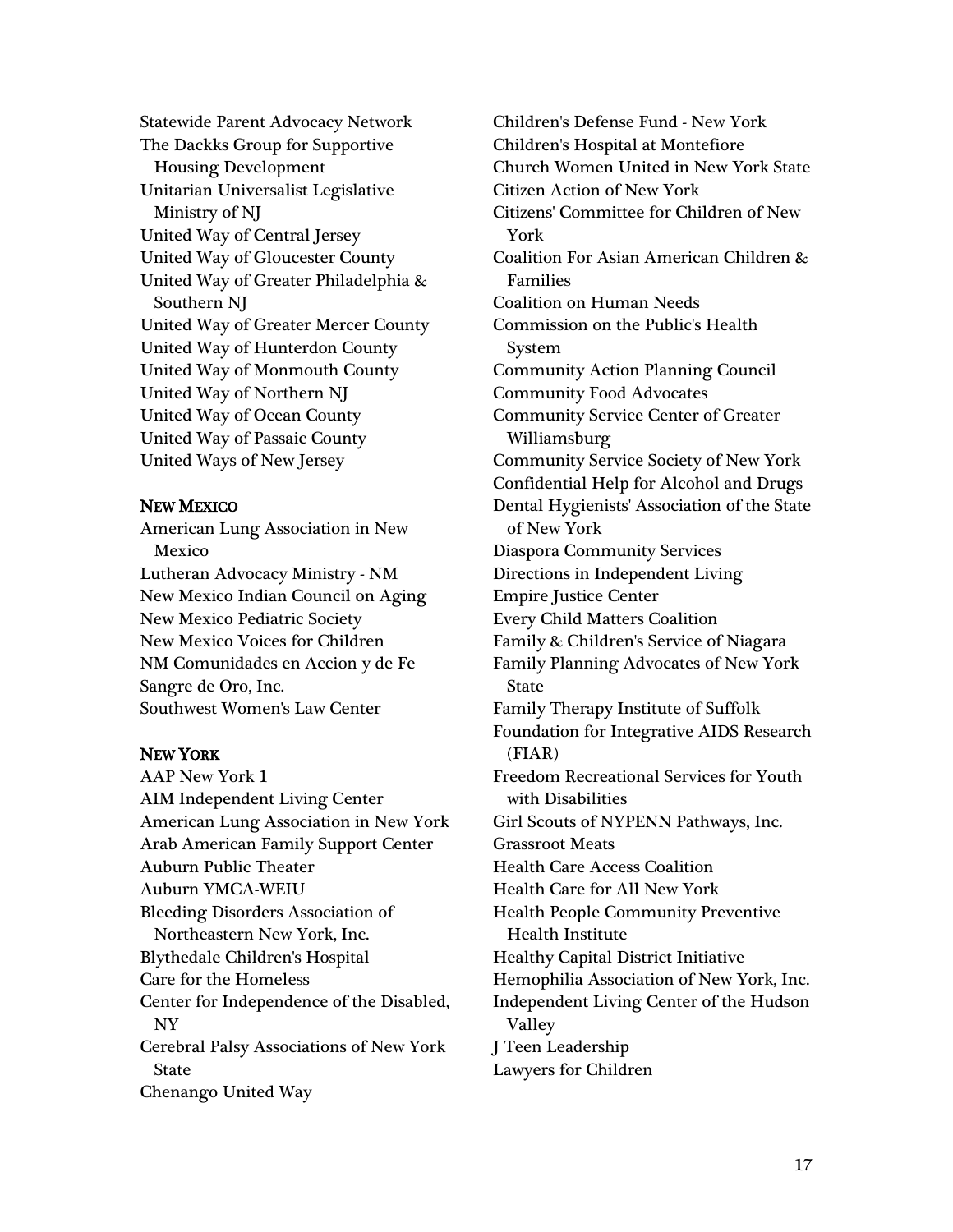Statewide Parent Advocacy Network
The Dackks Group for Supportive Housing Development
Unitarian Universalist Legislative Ministry of NJ
United Way of Central Jersey
United Way of Gloucester County
United Way of Greater Philadelphia & Southern NJ
United Way of Greater Mercer County
United Way of Hunterdon County
United Way of Monmouth County
United Way of Northern NJ
United Way of Ocean County
United Way of Passaic County
United Ways of New Jersey

### NEW MEXICO

American Lung Association in New Mexico
Lutheran Advocacy Ministry - NM
New Mexico Indian Council on Aging
New Mexico Pediatric Society
New Mexico Voices for Children
NM Comunidades en Accion y de Fe
Sangre de Oro, Inc.
Southwest Women's Law Center

### NEW YORK

AAP New York 1
AIM Independent Living Center
American Lung Association in New York
Arab American Family Support Center
Auburn Public Theater
Auburn YMCA-WEIU
Bleeding Disorders Association of Northeastern New York, Inc.
Blythedale Children's Hospital
Care for the Homeless
Center for Independence of the Disabled, NY
Cerebral Palsy Associations of New York State
Chenango United Way
Children's Defense Fund - New York
Children's Hospital at Montefiore
Church Women United in New York State
Citizen Action of New York
Citizens' Committee for Children of New York
Coalition For Asian American Children & Families
Coalition on Human Needs
Commission on the Public's Health System
Community Action Planning Council
Community Food Advocates
Community Service Center of Greater Williamsburg
Community Service Society of New York
Confidential Help for Alcohol and Drugs
Dental Hygienists' Association of the State of New York
Diaspora Community Services
Directions in Independent Living
Empire Justice Center
Every Child Matters Coalition
Family & Children's Service of Niagara
Family Planning Advocates of New York State
Family Therapy Institute of Suffolk
Foundation for Integrative AIDS Research (FIAR)
Freedom Recreational Services for Youth with Disabilities
Girl Scouts of NYPENN Pathways, Inc.
Grassroot Meats
Health Care Access Coalition
Health Care for All New York
Health People Community Preventive Health Institute
Healthy Capital District Initiative
Hemophilia Association of New York, Inc.
Independent Living Center of the Hudson Valley
J Teen Leadership
Lawyers for Children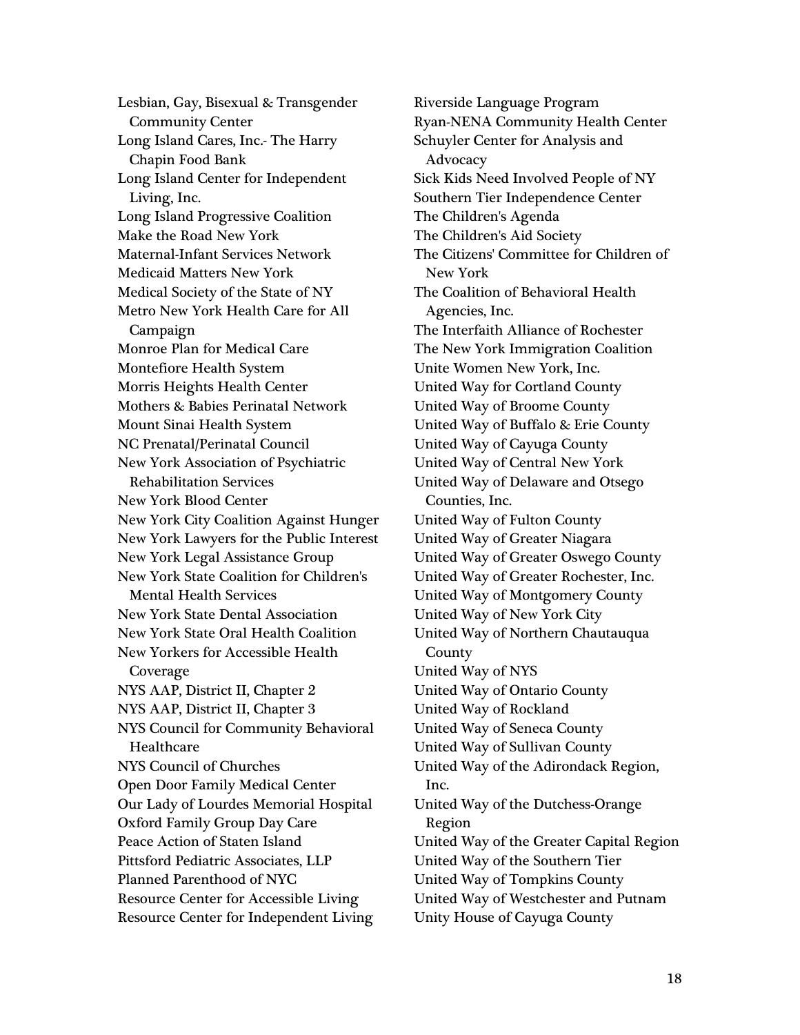Lesbian, Gay, Bisexual & Transgender Community Center
Long Island Cares, Inc.- The Harry Chapin Food Bank
Long Island Center for Independent Living, Inc.
Long Island Progressive Coalition
Make the Road New York
Maternal-Infant Services Network
Medicaid Matters New York
Medical Society of the State of NY
Metro New York Health Care for All Campaign
Monroe Plan for Medical Care
Montefiore Health System
Morris Heights Health Center
Mothers & Babies Perinatal Network
Mount Sinai Health System
NC Prenatal/Perinatal Council
New York Association of Psychiatric Rehabilitation Services
New York Blood Center
New York City Coalition Against Hunger
New York Lawyers for the Public Interest
New York Legal Assistance Group
New York State Coalition for Children's Mental Health Services
New York State Dental Association
New York State Oral Health Coalition
New Yorkers for Accessible Health Coverage
NYS AAP, District II, Chapter 2
NYS AAP, District II, Chapter 3
NYS Council for Community Behavioral Healthcare
NYS Council of Churches
Open Door Family Medical Center
Our Lady of Lourdes Memorial Hospital
Oxford Family Group Day Care
Peace Action of Staten Island
Pittsford Pediatric Associates, LLP
Planned Parenthood of NYC
Resource Center for Accessible Living
Resource Center for Independent Living
Riverside Language Program
Ryan-NENA Community Health Center
Schuyler Center for Analysis and Advocacy
Sick Kids Need Involved People of NY
Southern Tier Independence Center
The Children's Agenda
The Children's Aid Society
The Citizens' Committee for Children of New York
The Coalition of Behavioral Health Agencies, Inc.
The Interfaith Alliance of Rochester
The New York Immigration Coalition
Unite Women New York, Inc.
United Way for Cortland County
United Way of Broome County
United Way of Buffalo & Erie County
United Way of Cayuga County
United Way of Central New York
United Way of Delaware and Otsego Counties, Inc.
United Way of Fulton County
United Way of Greater Niagara
United Way of Greater Oswego County
United Way of Greater Rochester, Inc.
United Way of Montgomery County
United Way of New York City
United Way of Northern Chautauqua County
United Way of NYS
United Way of Ontario County
United Way of Rockland
United Way of Seneca County
United Way of Sullivan County
United Way of the Adirondack Region, Inc.
United Way of the Dutchess-Orange Region
United Way of the Greater Capital Region
United Way of the Southern Tier
United Way of Tompkins County
United Way of Westchester and Putnam
Unity House of Cayuga County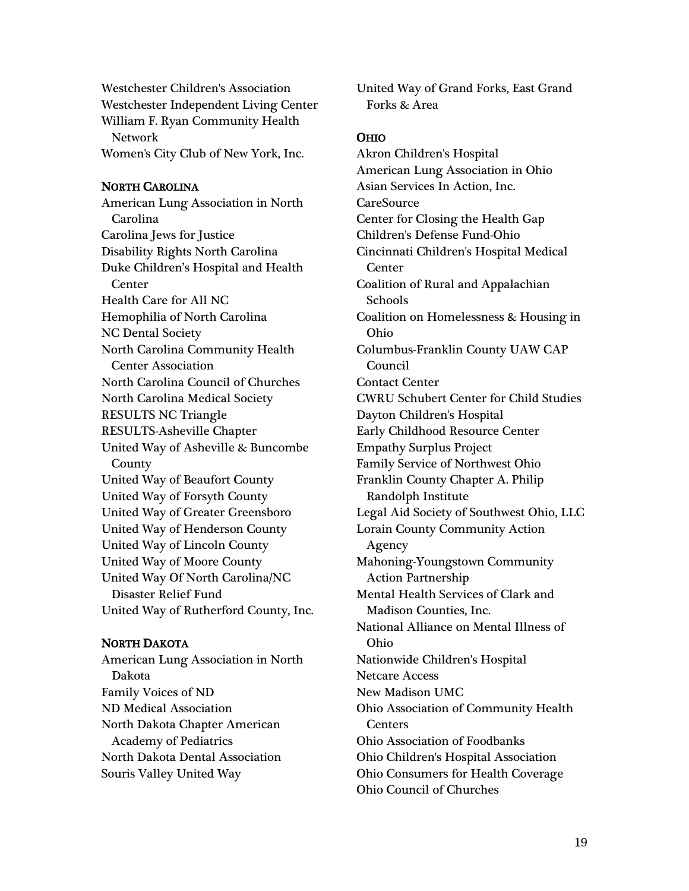Westchester Children's Association
Westchester Independent Living Center
William F. Ryan Community Health Network
Women's City Club of New York, Inc.

## North Carolina

American Lung Association in North Carolina
Carolina Jews for Justice
Disability Rights North Carolina
Duke Children's Hospital and Health Center
Health Care for All NC
Hemophilia of North Carolina
NC Dental Society
North Carolina Community Health Center Association
North Carolina Council of Churches
North Carolina Medical Society
RESULTS NC Triangle
RESULTS-Asheville Chapter
United Way of Asheville & Buncombe County
United Way of Beaufort County
United Way of Forsyth County
United Way of Greater Greensboro
United Way of Henderson County
United Way of Lincoln County
United Way of Moore County
United Way Of North Carolina/NC Disaster Relief Fund
United Way of Rutherford County, Inc.

## North Dakota

American Lung Association in North Dakota
Family Voices of ND
ND Medical Association
North Dakota Chapter American Academy of Pediatrics
North Dakota Dental Association
Souris Valley United Way
United Way of Grand Forks, East Grand Forks & Area

## Ohio

Akron Children's Hospital
American Lung Association in Ohio
Asian Services In Action, Inc.
CareSource
Center for Closing the Health Gap
Children's Defense Fund-Ohio
Cincinnati Children's Hospital Medical Center
Coalition of Rural and Appalachian Schools
Coalition on Homelessness & Housing in Ohio
Columbus-Franklin County UAW CAP Council
Contact Center
CWRU Schubert Center for Child Studies
Dayton Children's Hospital
Early Childhood Resource Center
Empathy Surplus Project
Family Service of Northwest Ohio
Franklin County Chapter A. Philip Randolph Institute
Legal Aid Society of Southwest Ohio, LLC
Lorain County Community Action Agency
Mahoning-Youngstown Community Action Partnership
Mental Health Services of Clark and Madison Counties, Inc.
National Alliance on Mental Illness of Ohio
Nationwide Children's Hospital
Netcare Access
New Madison UMC
Ohio Association of Community Health Centers
Ohio Association of Foodbanks
Ohio Children's Hospital Association
Ohio Consumers for Health Coverage
Ohio Council of Churches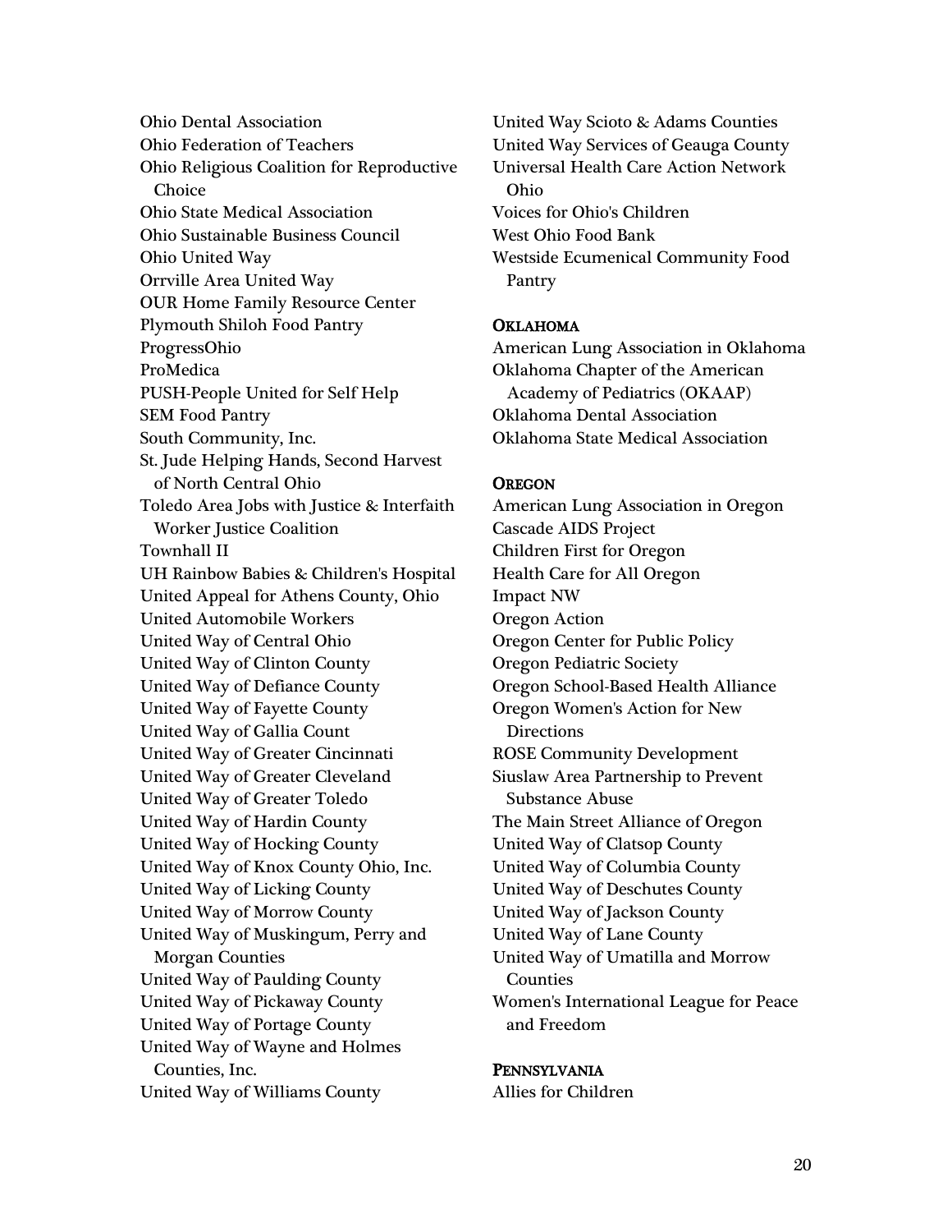Ohio Dental Association
Ohio Federation of Teachers
Ohio Religious Coalition for Reproductive Choice
Ohio State Medical Association
Ohio Sustainable Business Council
Ohio United Way
Orrville Area United Way
OUR Home Family Resource Center
Plymouth Shiloh Food Pantry
ProgressOhio
ProMedica
PUSH-People United for Self Help
SEM Food Pantry
South Community, Inc.
St. Jude Helping Hands, Second Harvest of North Central Ohio
Toledo Area Jobs with Justice & Interfaith Worker Justice Coalition
Townhall II
UH Rainbow Babies & Children's Hospital
United Appeal for Athens County, Ohio
United Automobile Workers
United Way of Central Ohio
United Way of Clinton County
United Way of Defiance County
United Way of Fayette County
United Way of Gallia Count
United Way of Greater Cincinnati
United Way of Greater Cleveland
United Way of Greater Toledo
United Way of Hardin County
United Way of Hocking County
United Way of Knox County Ohio, Inc.
United Way of Licking County
United Way of Morrow County
United Way of Muskingum, Perry and Morgan Counties
United Way of Paulding County
United Way of Pickaway County
United Way of Portage County
United Way of Wayne and Holmes Counties, Inc.
United Way of Williams County
United Way Scioto & Adams Counties
United Way Services of Geauga County
Universal Health Care Action Network Ohio
Voices for Ohio's Children
West Ohio Food Bank
Westside Ecumenical Community Food Pantry

### Oklahoma

American Lung Association in Oklahoma
Oklahoma Chapter of the American Academy of Pediatrics (OKAAP)
Oklahoma Dental Association
Oklahoma State Medical Association

### Oregon

American Lung Association in Oregon
Cascade AIDS Project
Children First for Oregon
Health Care for All Oregon
Impact NW
Oregon Action
Oregon Center for Public Policy
Oregon Pediatric Society
Oregon School-Based Health Alliance
Oregon Women's Action for New Directions
ROSE Community Development
Siuslaw Area Partnership to Prevent Substance Abuse
The Main Street Alliance of Oregon
United Way of Clatsop County
United Way of Columbia County
United Way of Deschutes County
United Way of Jackson County
United Way of Lane County
United Way of Umatilla and Morrow Counties
Women's International League for Peace and Freedom

### Pennsylvania

Allies for Children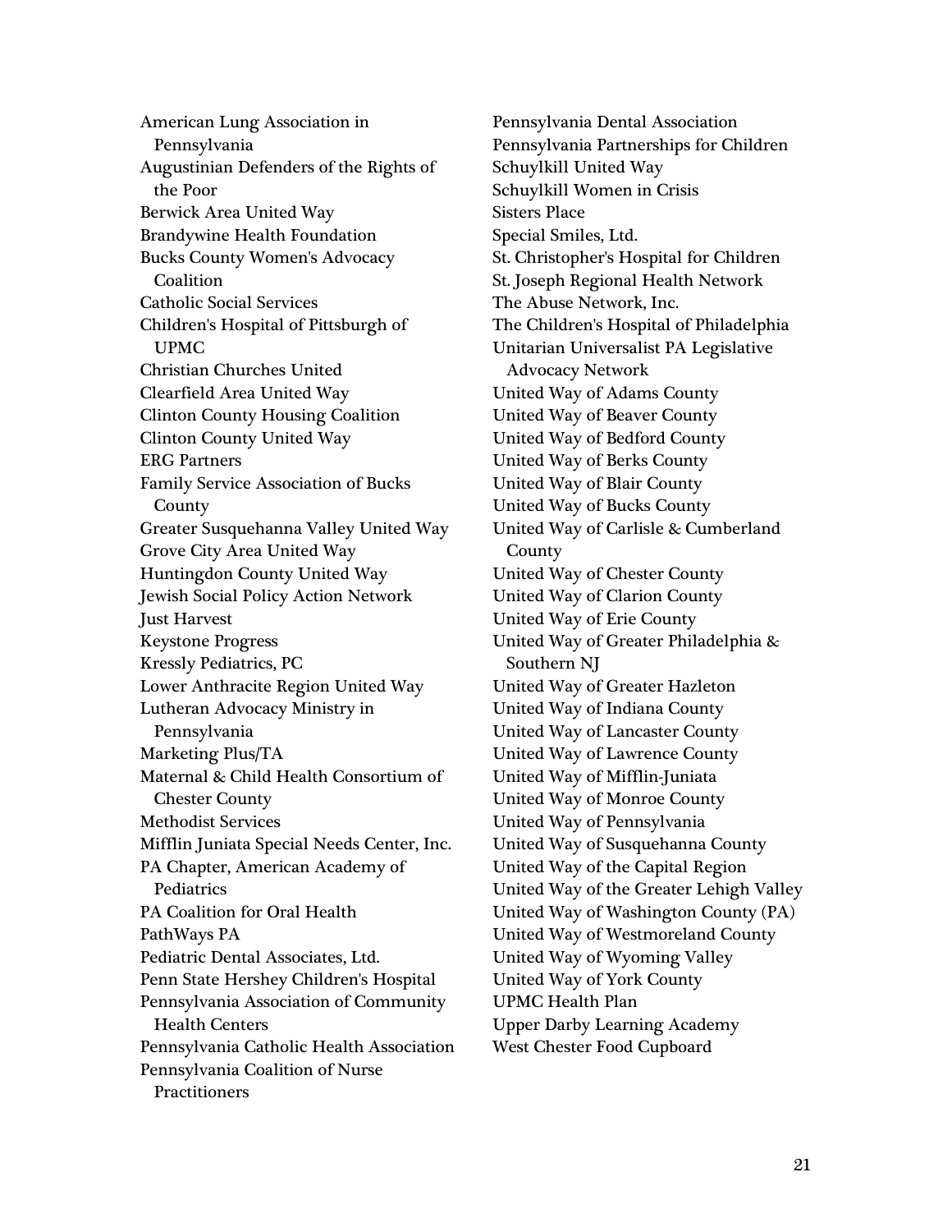American Lung Association in Pennsylvania
Augustinian Defenders of the Rights of the Poor
Berwick Area United Way
Brandywine Health Foundation
Bucks County Women's Advocacy Coalition
Catholic Social Services
Children's Hospital of Pittsburgh of UPMC
Christian Churches United
Clearfield Area United Way
Clinton County Housing Coalition
Clinton County United Way
ERG Partners
Family Service Association of Bucks County
Greater Susquehanna Valley United Way
Grove City Area United Way
Huntingdon County United Way
Jewish Social Policy Action Network
Just Harvest
Keystone Progress
Kressly Pediatrics, PC
Lower Anthracite Region United Way
Lutheran Advocacy Ministry in Pennsylvania
Marketing Plus/TA
Maternal & Child Health Consortium of Chester County
Methodist Services
Mifflin Juniata Special Needs Center, Inc.
PA Chapter, American Academy of Pediatrics
PA Coalition for Oral Health
PathWays PA
Pediatric Dental Associates, Ltd.
Penn State Hershey Children's Hospital
Pennsylvania Association of Community Health Centers
Pennsylvania Catholic Health Association
Pennsylvania Coalition of Nurse Practitioners
Pennsylvania Dental Association
Pennsylvania Partnerships for Children
Schuylkill United Way
Schuylkill Women in Crisis
Sisters Place
Special Smiles, Ltd.
St. Christopher's Hospital for Children
St. Joseph Regional Health Network
The Abuse Network, Inc.
The Children's Hospital of Philadelphia
Unitarian Universalist PA Legislative Advocacy Network
United Way of Adams County
United Way of Beaver County
United Way of Bedford County
United Way of Berks County
United Way of Blair County
United Way of Bucks County
United Way of Carlisle & Cumberland County
United Way of Chester County
United Way of Clarion County
United Way of Erie County
United Way of Greater Philadelphia & Southern NJ
United Way of Greater Hazleton
United Way of Indiana County
United Way of Lancaster County
United Way of Lawrence County
United Way of Mifflin-Juniata
United Way of Monroe County
United Way of Pennsylvania
United Way of Susquehanna County
United Way of the Capital Region
United Way of the Greater Lehigh Valley
United Way of Washington County (PA)
United Way of Westmoreland County
United Way of Wyoming Valley
United Way of York County
UPMC Health Plan
Upper Darby Learning Academy
West Chester Food Cupboard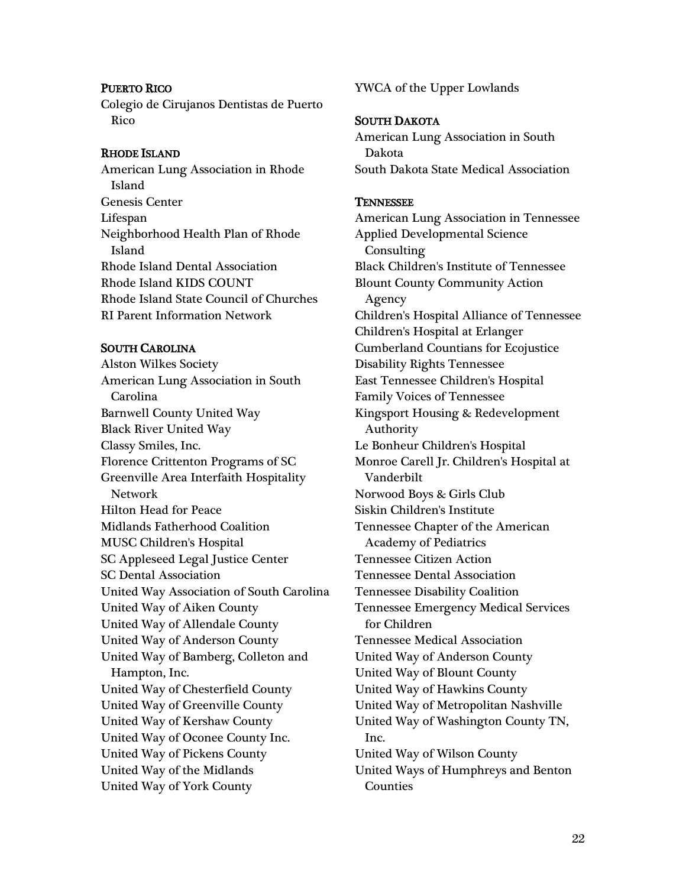### Puerto Rico

Colegio de Cirujanos Dentistas de Puerto Rico

### Rhode Island

American Lung Association in Rhode Island
Genesis Center
Lifespan
Neighborhood Health Plan of Rhode Island
Rhode Island Dental Association
Rhode Island KIDS COUNT
Rhode Island State Council of Churches
RI Parent Information Network

### South Carolina

Alston Wilkes Society
American Lung Association in South Carolina
Barnwell County United Way
Black River United Way
Classy Smiles, Inc.
Florence Crittenton Programs of SC
Greenville Area Interfaith Hospitality Network
Hilton Head for Peace
Midlands Fatherhood Coalition
MUSC Children's Hospital
SC Appleseed Legal Justice Center
SC Dental Association
United Way Association of South Carolina
United Way of Aiken County
United Way of Allendale County
United Way of Anderson County
United Way of Bamberg, Colleton and Hampton, Inc.
United Way of Chesterfield County
United Way of Greenville County
United Way of Kershaw County
United Way of Oconee County Inc.
United Way of Pickens County
United Way of the Midlands
United Way of York County
YWCA of the Upper Lowlands

### South Dakota

American Lung Association in South Dakota
South Dakota State Medical Association

### Tennessee

American Lung Association in Tennessee
Applied Developmental Science Consulting
Black Children's Institute of Tennessee
Blount County Community Action Agency
Children's Hospital Alliance of Tennessee
Children's Hospital at Erlanger
Cumberland Countians for Ecojustice
Disability Rights Tennessee
East Tennessee Children's Hospital
Family Voices of Tennessee
Kingsport Housing & Redevelopment Authority
Le Bonheur Children's Hospital
Monroe Carell Jr. Children's Hospital at Vanderbilt
Norwood Boys & Girls Club
Siskin Children's Institute
Tennessee Chapter of the American Academy of Pediatrics
Tennessee Citizen Action
Tennessee Dental Association
Tennessee Disability Coalition
Tennessee Emergency Medical Services for Children
Tennessee Medical Association
United Way of Anderson County
United Way of Blount County
United Way of Hawkins County
United Way of Metropolitan Nashville
United Way of Washington County TN, Inc.
United Way of Wilson County
United Ways of Humphreys and Benton Counties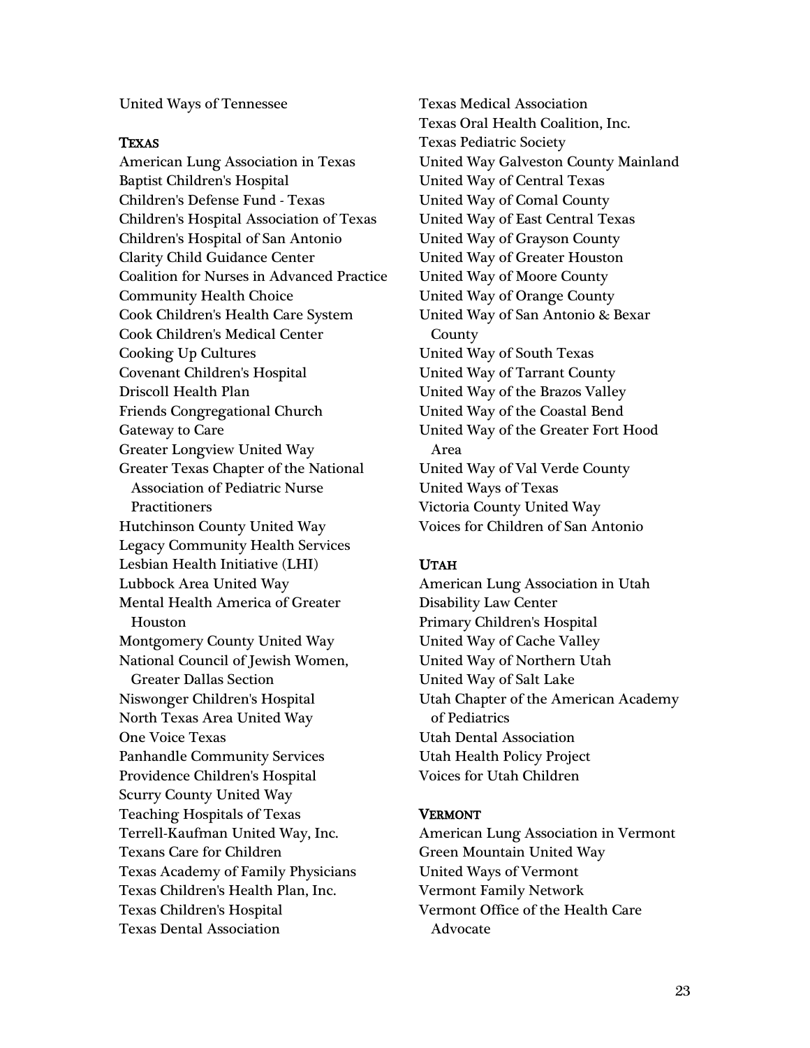United Ways of Tennessee

### Texas

American Lung Association in Texas
Baptist Children's Hospital
Children's Defense Fund - Texas
Children's Hospital Association of Texas
Children's Hospital of San Antonio
Clarity Child Guidance Center
Coalition for Nurses in Advanced Practice
Community Health Choice
Cook Children's Health Care System
Cook Children's Medical Center
Cooking Up Cultures
Covenant Children's Hospital
Driscoll Health Plan
Friends Congregational Church
Gateway to Care
Greater Longview United Way
Greater Texas Chapter of the National Association of Pediatric Nurse Practitioners
Hutchinson County United Way
Legacy Community Health Services
Lesbian Health Initiative (LHI)
Lubbock Area United Way
Mental Health America of Greater Houston
Montgomery County United Way
National Council of Jewish Women, Greater Dallas Section
Niswonger Children's Hospital
North Texas Area United Way
One Voice Texas
Panhandle Community Services
Providence Children's Hospital
Scurry County United Way
Teaching Hospitals of Texas
Terrell-Kaufman United Way, Inc.
Texans Care for Children
Texas Academy of Family Physicians
Texas Children's Health Plan, Inc.
Texas Children's Hospital
Texas Dental Association
Texas Medical Association
Texas Oral Health Coalition, Inc.
Texas Pediatric Society
United Way Galveston County Mainland
United Way of Central Texas
United Way of Comal County
United Way of East Central Texas
United Way of Grayson County
United Way of Greater Houston
United Way of Moore County
United Way of Orange County
United Way of San Antonio & Bexar County
United Way of South Texas
United Way of Tarrant County
United Way of the Brazos Valley
United Way of the Coastal Bend
United Way of the Greater Fort Hood Area
United Way of Val Verde County
United Ways of Texas
Victoria County United Way
Voices for Children of San Antonio

### Utah

American Lung Association in Utah
Disability Law Center
Primary Children's Hospital
United Way of Cache Valley
United Way of Northern Utah
United Way of Salt Lake
Utah Chapter of the American Academy of Pediatrics
Utah Dental Association
Utah Health Policy Project
Voices for Utah Children

### Vermont

American Lung Association in Vermont
Green Mountain United Way
United Ways of Vermont
Vermont Family Network
Vermont Office of the Health Care Advocate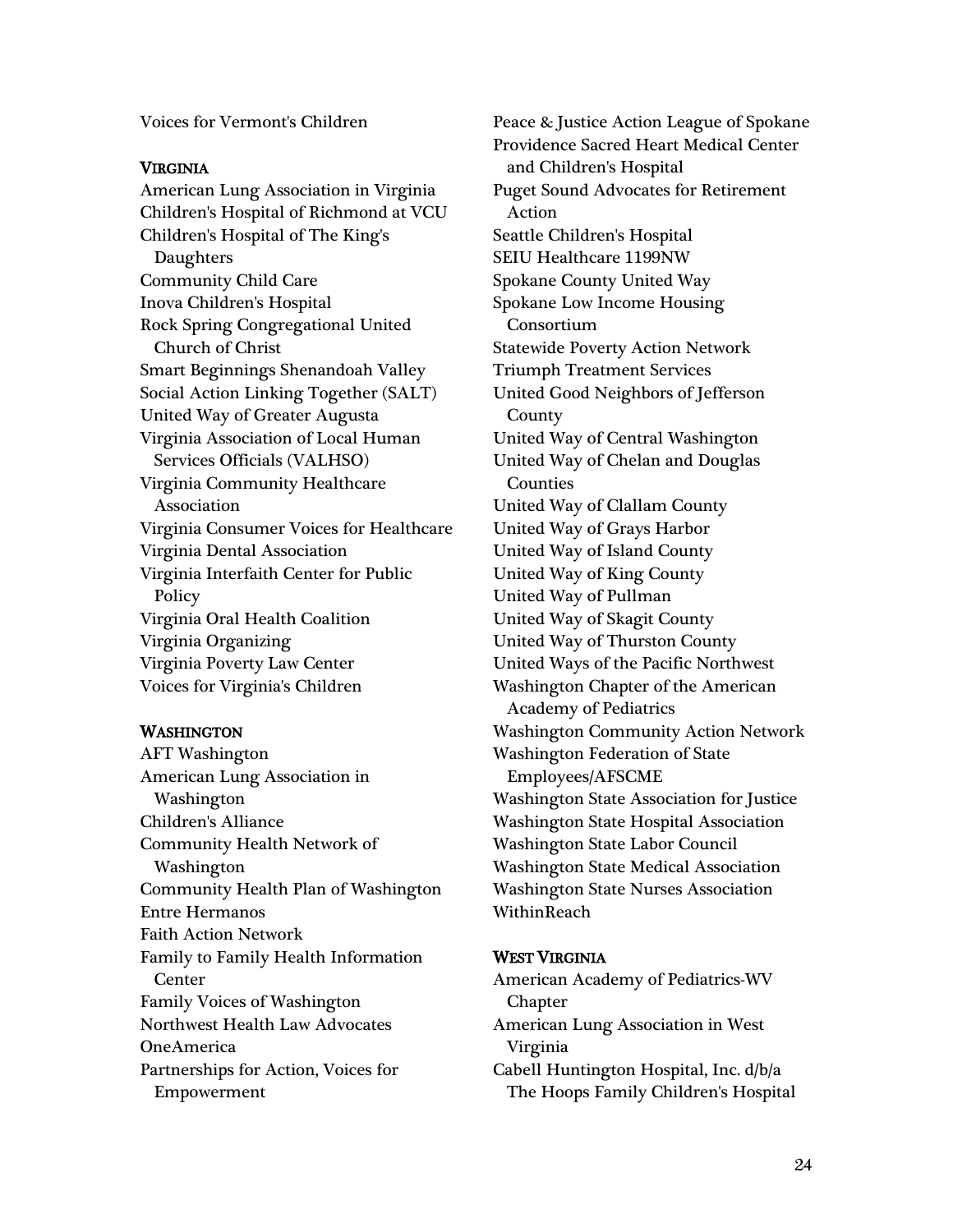Voices for Vermont's Children

### Virginia

American Lung Association in Virginia
Children's Hospital of Richmond at VCU
Children's Hospital of The King's Daughters
Community Child Care
Inova Children's Hospital
Rock Spring Congregational United Church of Christ
Smart Beginnings Shenandoah Valley
Social Action Linking Together (SALT)
United Way of Greater Augusta
Virginia Association of Local Human Services Officials (VALHSO)
Virginia Community Healthcare Association
Virginia Consumer Voices for Healthcare
Virginia Dental Association
Virginia Interfaith Center for Public Policy
Virginia Oral Health Coalition
Virginia Organizing
Virginia Poverty Law Center
Voices for Virginia's Children

### Washington

AFT Washington
American Lung Association in Washington
Children's Alliance
Community Health Network of Washington
Community Health Plan of Washington
Entre Hermanos
Faith Action Network
Family to Family Health Information Center
Family Voices of Washington
Northwest Health Law Advocates
OneAmerica
Partnerships for Action, Voices for Empowerment
Peace & Justice Action League of Spokane
Providence Sacred Heart Medical Center and Children's Hospital
Puget Sound Advocates for Retirement Action
Seattle Children's Hospital
SEIU Healthcare 1199NW
Spokane County United Way
Spokane Low Income Housing Consortium
Statewide Poverty Action Network
Triumph Treatment Services
United Good Neighbors of Jefferson County
United Way of Central Washington
United Way of Chelan and Douglas Counties
United Way of Clallam County
United Way of Grays Harbor
United Way of Island County
United Way of King County
United Way of Pullman
United Way of Skagit County
United Way of Thurston County
United Ways of the Pacific Northwest
Washington Chapter of the American Academy of Pediatrics
Washington Community Action Network
Washington Federation of State Employees/AFSCME
Washington State Association for Justice
Washington State Hospital Association
Washington State Labor Council
Washington State Medical Association
Washington State Nurses Association
WithinReach

### West Virginia

American Academy of Pediatrics-WV Chapter
American Lung Association in West Virginia
Cabell Huntington Hospital, Inc. d/b/a The Hoops Family Children's Hospital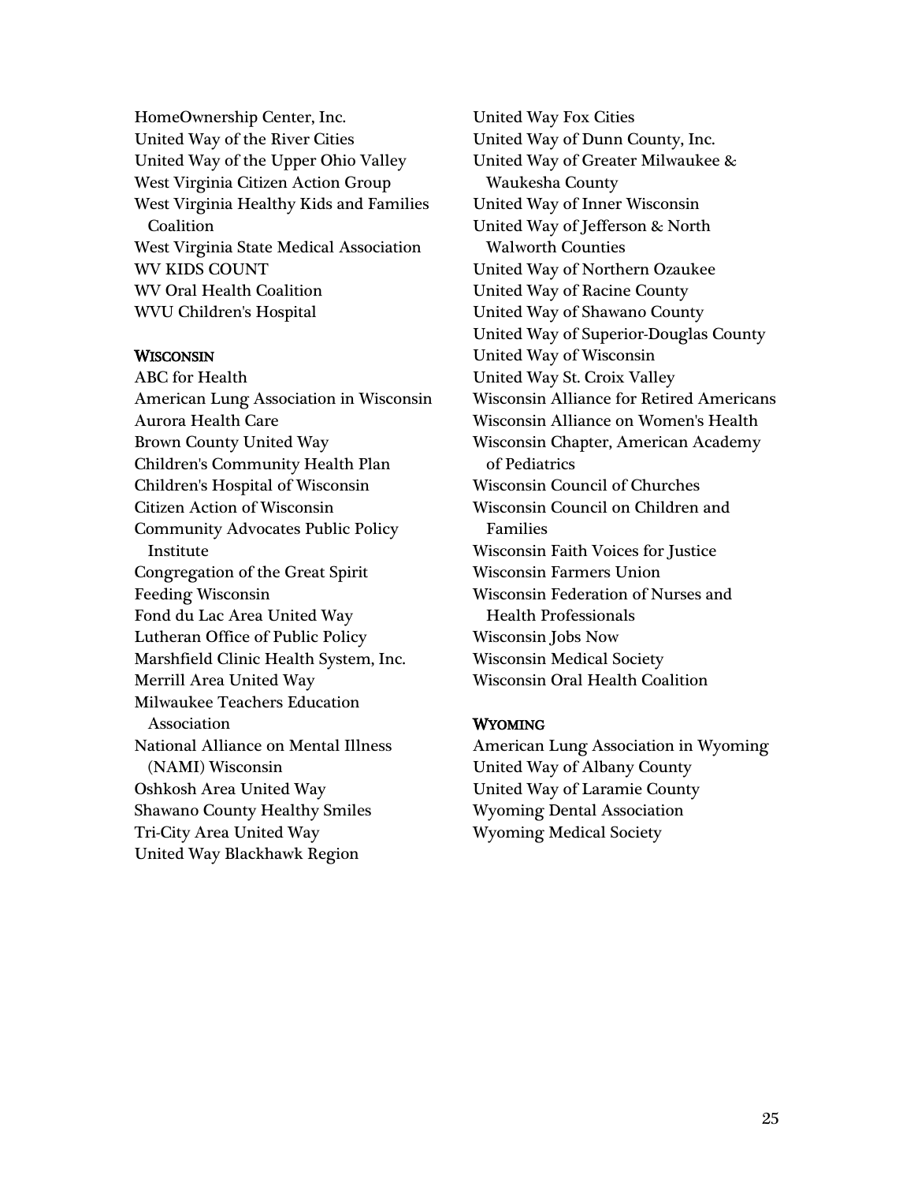HomeOwnership Center, Inc.
United Way of the River Cities
United Way of the Upper Ohio Valley
West Virginia Citizen Action Group
West Virginia Healthy Kids and Families Coalition
West Virginia State Medical Association
WV KIDS COUNT
WV Oral Health Coalition
WVU Children's Hospital

### Wisconsin

ABC for Health
American Lung Association in Wisconsin
Aurora Health Care
Brown County United Way
Children's Community Health Plan
Children's Hospital of Wisconsin
Citizen Action of Wisconsin
Community Advocates Public Policy Institute
Congregation of the Great Spirit
Feeding Wisconsin
Fond du Lac Area United Way
Lutheran Office of Public Policy
Marshfield Clinic Health System, Inc.
Merrill Area United Way
Milwaukee Teachers Education Association
National Alliance on Mental Illness (NAMI) Wisconsin
Oshkosh Area United Way
Shawano County Healthy Smiles
Tri-City Area United Way
United Way Blackhawk Region
United Way Fox Cities
United Way of Dunn County, Inc.
United Way of Greater Milwaukee & Waukesha County
United Way of Inner Wisconsin
United Way of Jefferson & North Walworth Counties
United Way of Northern Ozaukee
United Way of Racine County
United Way of Shawano County
United Way of Superior-Douglas County
United Way of Wisconsin
United Way St. Croix Valley
Wisconsin Alliance for Retired Americans
Wisconsin Alliance on Women's Health
Wisconsin Chapter, American Academy of Pediatrics
Wisconsin Council of Churches
Wisconsin Council on Children and Families
Wisconsin Faith Voices for Justice
Wisconsin Farmers Union
Wisconsin Federation of Nurses and Health Professionals
Wisconsin Jobs Now
Wisconsin Medical Society
Wisconsin Oral Health Coalition

### Wyoming

American Lung Association in Wyoming
United Way of Albany County
United Way of Laramie County
Wyoming Dental Association
Wyoming Medical Society